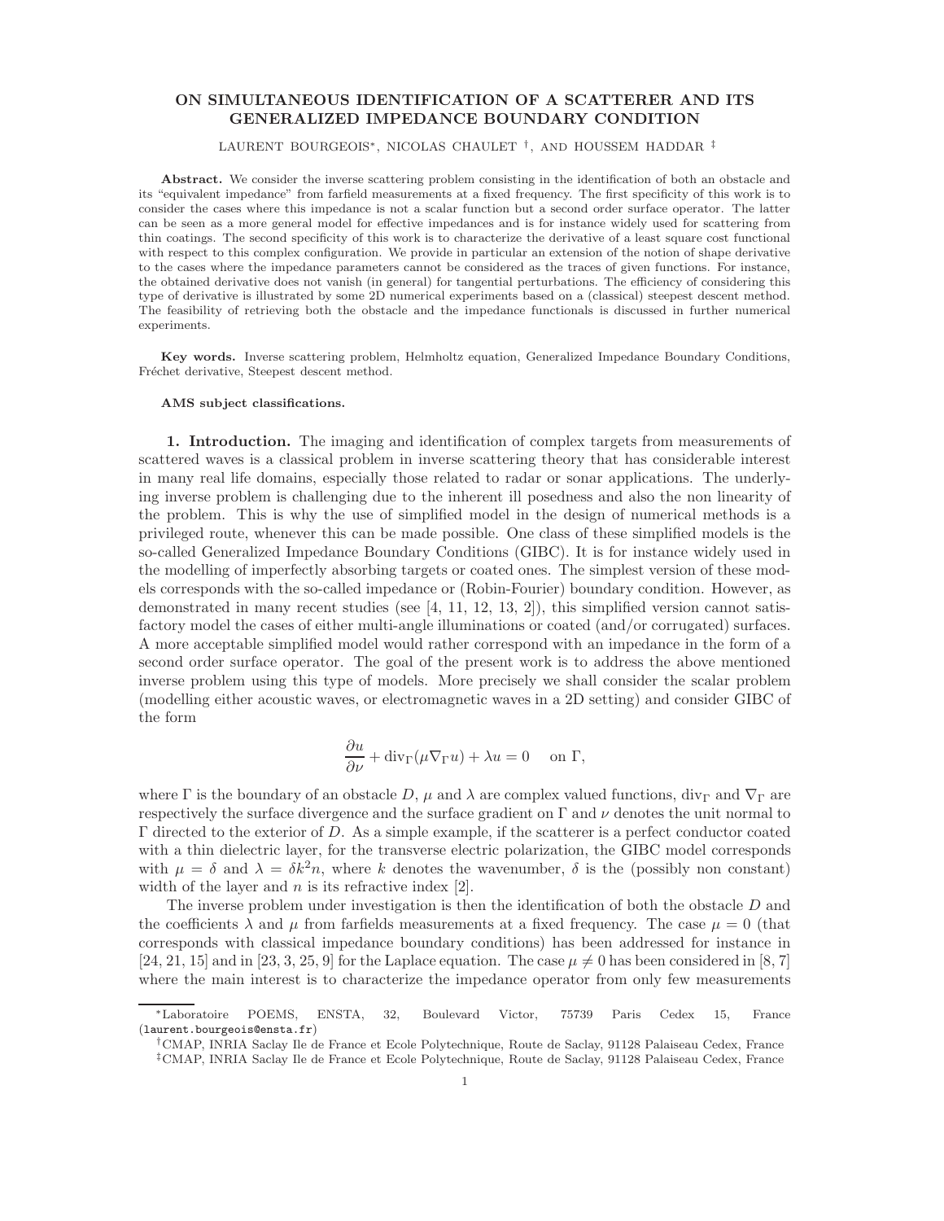# ON SIMULTANEOUS IDENTIFICATION OF A SCATTERER AND ITS GENERALIZED IMPEDANCE BOUNDARY CONDITION

LAURENT BOURGEOIS[*], NICOLAS CHAULET [†], AND HOUSSEM HADDAR [‡]

**Abstract.** We consider the inverse scattering problem consisting in the identification of both an obstacle and its "equivalent impedance" from farfield measurements at a fixed frequency. The first specificity of this work is to consider the cases where this impedance is not a scalar function but a second order surface operator. The latter can be seen as a more general model for effective impedances and is for instance widely used for scattering from thin coatings. The second specificity of this work is to characterize the derivative of a least square cost functional with respect to this complex configuration. We provide in particular an extension of the notion of shape derivative to the cases where the impedance parameters cannot be considered as the traces of given functions. For instance, the obtained derivative does not vanish (in general) for tangential perturbations. The efficiency of considering this type of derivative is illustrated by some 2D numerical experiments based on a (classical) steepest descent method. The feasibility of retrieving both the obstacle and the impedance functionals is discussed in further numerical experiments.

**Key words.** Inverse scattering problem, Helmholtz equation, Generalized Impedance Boundary Conditions, Fréchet derivative, Steepest descent method.

**AMS subject classifications.**

**1. Introduction.** The imaging and identification of complex targets from measurements of scattered waves is a classical problem in inverse scattering theory that has considerable interest in many real life domains, especially those related to radar or sonar applications. The underlying inverse problem is challenging due to the inherent ill posedness and also the non linearity of the problem. This is why the use of simplified model in the design of numerical methods is a privileged route, whenever this can be made possible. One class of these simplified models is the so-called Generalized Impedance Boundary Conditions (GIBC). It is for instance widely used in the modelling of imperfectly absorbing targets or coated ones. The simplest version of these models corresponds with the so-called impedance or (Robin-Fourier) boundary condition. However, as demonstrated in many recent studies (see [4, 11, 12, 13, 2]), this simplified version cannot satisfactory model the cases of either multi-angle illuminations or coated (and/or corrugated) surfaces. A more acceptable simplified model would rather correspond with an impedance in the form of a second order surface operator. The goal of the present work is to address the above mentioned inverse problem using this type of models. More precisely we shall consider the scalar problem (modelling either acoustic waves, or electromagnetic waves in a 2D setting) and consider GIBC of the form

$$\frac{\partial u}{\partial \nu} + \operatorname{div}_\Gamma(\mu \nabla_\Gamma u) + \lambda u = 0 \quad \text{on } \Gamma,$$

where $\Gamma$ is the boundary of an obstacle $D$, $\mu$ and $\lambda$ are complex valued functions, $\operatorname{div}_\Gamma$ and $\nabla_\Gamma$ are respectively the surface divergence and the surface gradient on $\Gamma$ and $\nu$ denotes the unit normal to $\Gamma$ directed to the exterior of $D$. As a simple example, if the scatterer is a perfect conductor coated with a thin dielectric layer, for the transverse electric polarization, the GIBC model corresponds with $\mu = \delta$ and $\lambda = \delta k^2 n$, where $k$ denotes the wavenumber, $\delta$ is the (possibly non constant) width of the layer and $n$ is its refractive index [2].

The inverse problem under investigation is then the identification of both the obstacle $D$ and the coefficients $\lambda$ and $\mu$ from farfields measurements at a fixed frequency. The case $\mu = 0$ (that corresponds with classical impedance boundary conditions) has been addressed for instance in [24, 21, 15] and in [23, 3, 25, 9] for the Laplace equation. The case $\mu \neq 0$ has been considered in [8, 7] where the main interest is to characterize the impedance operator from only few measurements

---

[*] Laboratoire POEMS, ENSTA, 32, Boulevard Victor, 75739 Paris Cedex 15, France (laurent.bourgeois@ensta.fr)

[†] CMAP, INRIA Saclay Ile de France et Ecole Polytechnique, Route de Saclay, 91128 Palaiseau Cedex, France

[‡] CMAP, INRIA Saclay Ile de France et Ecole Polytechnique, Route de Saclay, 91128 Palaiseau Cedex, France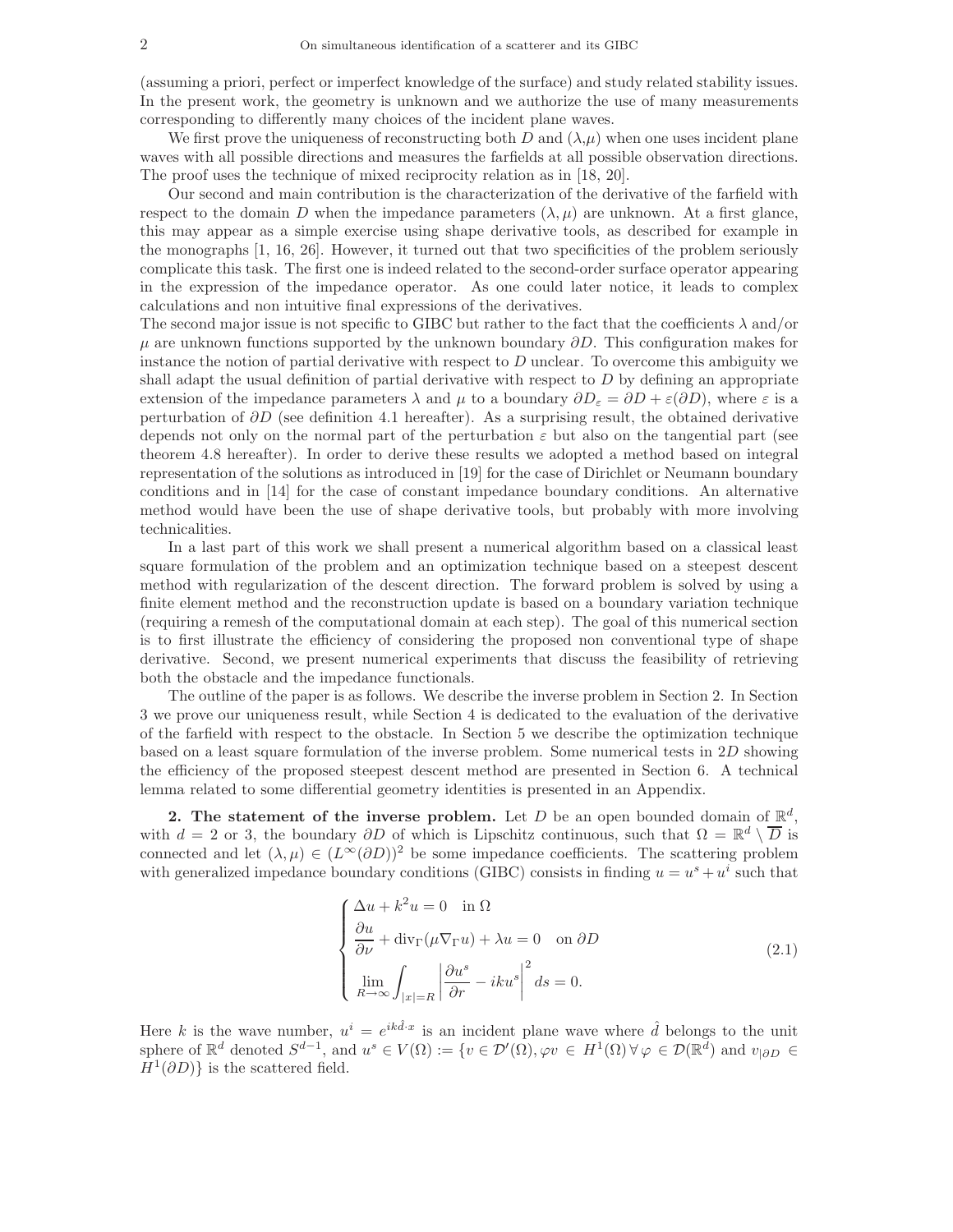(assuming a priori, perfect or imperfect knowledge of the surface) and study related stability issues. In the present work, the geometry is unknown and we authorize the use of many measurements corresponding to differently many choices of the incident plane waves.

We first prove the uniqueness of reconstructing both $D$ and $(\lambda,\mu)$ when one uses incident plane waves with all possible directions and measures the farfields at all possible observation directions. The proof uses the technique of mixed reciprocity relation as in [18, 20].

Our second and main contribution is the characterization of the derivative of the farfield with respect to the domain $D$ when the impedance parameters $(\lambda, \mu)$ are unknown. At a first glance, this may appear as a simple exercise using shape derivative tools, as described for example in the monographs [1, 16, 26]. However, it turned out that two specificities of the problem seriously complicate this task. The first one is indeed related to the second-order surface operator appearing in the expression of the impedance operator. As one could later notice, it leads to complex calculations and non intuitive final expressions of the derivatives.
The second major issue is not specific to GIBC but rather to the fact that the coefficients $\lambda$ and/or $\mu$ are unknown functions supported by the unknown boundary $\partial D$. This configuration makes for instance the notion of partial derivative with respect to $D$ unclear. To overcome this ambiguity we shall adapt the usual definition of partial derivative with respect to $D$ by defining an appropriate extension of the impedance parameters $\lambda$ and $\mu$ to a boundary $\partial D_\varepsilon = \partial D + \varepsilon(\partial D)$, where $\varepsilon$ is a perturbation of $\partial D$ (see definition 4.1 hereafter). As a surprising result, the obtained derivative depends not only on the normal part of the perturbation $\varepsilon$ but also on the tangential part (see theorem 4.8 hereafter). In order to derive these results we adopted a method based on integral representation of the solutions as introduced in [19] for the case of Dirichlet or Neumann boundary conditions and in [14] for the case of constant impedance boundary conditions. An alternative method would have been the use of shape derivative tools, but probably with more involving technicalities.

In a last part of this work we shall present a numerical algorithm based on a classical least square formulation of the problem and an optimization technique based on a steepest descent method with regularization of the descent direction. The forward problem is solved by using a finite element method and the reconstruction update is based on a boundary variation technique (requiring a remesh of the computational domain at each step). The goal of this numerical section is to first illustrate the efficiency of considering the proposed non conventional type of shape derivative. Second, we present numerical experiments that discuss the feasibility of retrieving both the obstacle and the impedance functionals.

The outline of the paper is as follows. We describe the inverse problem in Section 2. In Section 3 we prove our uniqueness result, while Section 4 is dedicated to the evaluation of the derivative of the farfield with respect to the obstacle. In Section 5 we describe the optimization technique based on a least square formulation of the inverse problem. Some numerical tests in 2$D$ showing the efficiency of the proposed steepest descent method are presented in Section 6. A technical lemma related to some differential geometry identities is presented in an Appendix.

**2. The statement of the inverse problem.** Let $D$ be an open bounded domain of $\mathbb{R}^d$, with $d = 2$ or 3, the boundary $\partial D$ of which is Lipschitz continuous, such that $\Omega = \mathbb{R}^d \setminus \overline{D}$ is connected and let $(\lambda, \mu) \in (L^\infty(\partial D))^2$ be some impedance coefficients. The scattering problem with generalized impedance boundary conditions (GIBC) consists in finding $u = u^s + u^i$ such that

$$
\begin{cases}
\Delta u + k^2 u = 0 \quad \text{in } \Omega \\
\dfrac{\partial u}{\partial \nu} + \operatorname{div}_\Gamma(\mu \nabla_\Gamma u) + \lambda u = 0 \quad \text{on } \partial D \\
\displaystyle\lim_{R\to\infty} \int_{|x|=R} \left| \frac{\partial u^s}{\partial r} - iku^s \right|^2 ds = 0.
\end{cases}
\tag{2.1}
$$

Here $k$ is the wave number, $u^i = e^{ik\hat{d}\cdot x}$ is an incident plane wave where $\hat{d}$ belongs to the unit sphere of $\mathbb{R}^d$ denoted $S^{d-1}$, and $u^s \in V(\Omega) := \{v \in \mathcal{D}'(\Omega), \varphi v \in H^1(\Omega)\, \forall\, \varphi \in \mathcal{D}(\mathbb{R}^d) \text{ and } v_{|\partial D} \in H^1(\partial D)\}$ is the scattered field.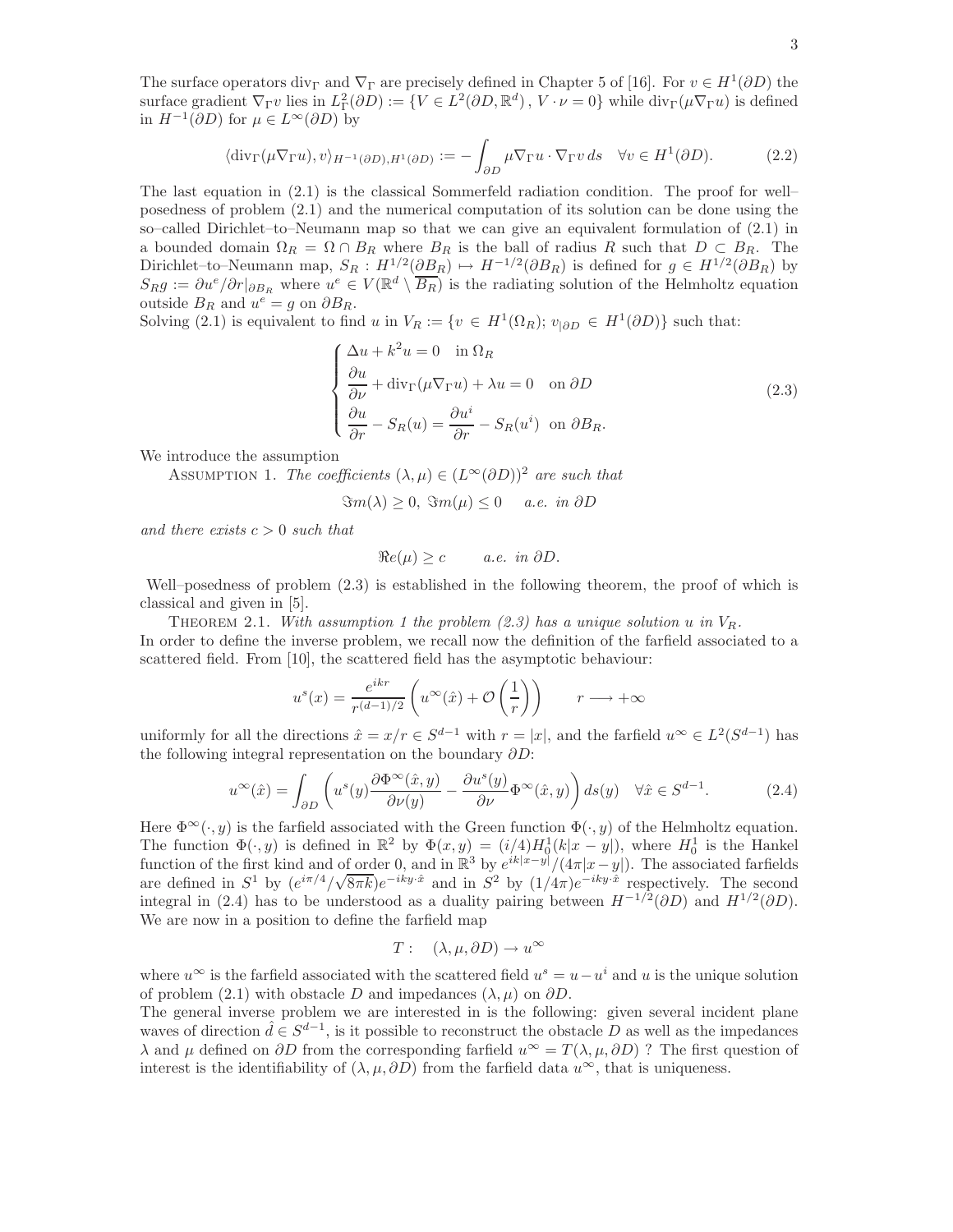The surface operators $\text{div}_\Gamma$ and $\nabla_\Gamma$ are precisely defined in Chapter 5 of [16]. For $v \in H^1(\partial D)$ the surface gradient $\nabla_\Gamma v$ lies in $L^2_\Gamma(\partial D) := \{V \in L^2(\partial D, \mathbb{R}^d)\,,\, V \cdot \nu = 0\}$ while $\text{div}_\Gamma(\mu \nabla_\Gamma u)$ is defined in $H^{-1}(\partial D)$ for $\mu \in L^\infty(\partial D)$ by

$$\langle \text{div}_\Gamma(\mu \nabla_\Gamma u), v \rangle_{H^{-1}(\partial D), H^1(\partial D)} := -\int_{\partial D} \mu \nabla_\Gamma u \cdot \nabla_\Gamma v \, ds \quad \forall v \in H^1(\partial D). \tag{2.2}$$

The last equation in (2.1) is the classical Sommerfeld radiation condition. The proof for well–posedness of problem (2.1) and the numerical computation of its solution can be done using the so–called Dirichlet–to–Neumann map so that we can give an equivalent formulation of (2.1) in a bounded domain $\Omega_R = \Omega \cap B_R$ where $B_R$ is the ball of radius $R$ such that $D \subset B_R$. The Dirichlet–to–Neumann map, $S_R : H^{1/2}(\partial B_R) \mapsto H^{-1/2}(\partial B_R)$ is defined for $g \in H^{1/2}(\partial B_R)$ by $S_R g := \partial u^e / \partial r|_{\partial B_R}$ where $u^e \in V(\mathbb{R}^d \setminus \overline{B_R})$ is the radiating solution of the Helmholtz equation outside $B_R$ and $u^e = g$ on $\partial B_R$.
Solving (2.1) is equivalent to find $u$ in $V_R := \{v \in H^1(\Omega_R);\, v_{|\partial D} \in H^1(\partial D)\}$ such that:

$$\begin{cases} \Delta u + k^2 u = 0 \quad \text{in } \Omega_R \\ \dfrac{\partial u}{\partial \nu} + \text{div}_\Gamma(\mu \nabla_\Gamma u) + \lambda u = 0 \quad \text{on } \partial D \\ \dfrac{\partial u}{\partial r} - S_R(u) = \dfrac{\partial u^i}{\partial r} - S_R(u^i) \quad \text{on } \partial B_R. \end{cases} \tag{2.3}$$

We introduce the assumption

Assumption 1. *The coefficients $(\lambda, \mu) \in (L^\infty(\partial D))^2$ are such that*

$$\Im m(\lambda) \geq 0, \; \Im m(\mu) \leq 0 \quad \textit{a.e. in } \partial D$$

*and there exists $c > 0$ such that*

$$\Re e(\mu) \geq c \qquad \textit{a.e. in } \partial D.$$

Well–posedness of problem (2.3) is established in the following theorem, the proof of which is classical and given in [5].

Theorem 2.1. *With assumption 1 the problem (2.3) has a unique solution $u$ in $V_R$.*

In order to define the inverse problem, we recall now the definition of the farfield associated to a scattered field. From [10], the scattered field has the asymptotic behaviour:

$$u^s(x) = \frac{e^{ikr}}{r^{(d-1)/2}} \left( u^\infty(\hat{x}) + \mathcal{O}\left(\frac{1}{r}\right) \right) \qquad r \longrightarrow +\infty$$

uniformly for all the directions $\hat{x} = x/r \in S^{d-1}$ with $r = |x|$, and the farfield $u^\infty \in L^2(S^{d-1})$ has the following integral representation on the boundary $\partial D$:

$$u^\infty(\hat{x}) = \int_{\partial D} \left( u^s(y) \frac{\partial \Phi^\infty(\hat{x}, y)}{\partial \nu(y)} - \frac{\partial u^s(y)}{\partial \nu} \Phi^\infty(\hat{x}, y) \right) ds(y) \quad \forall \hat{x} \in S^{d-1}. \tag{2.4}$$

Here $\Phi^\infty(\cdot, y)$ is the farfield associated with the Green function $\Phi(\cdot, y)$ of the Helmholtz equation. The function $\Phi(\cdot, y)$ is defined in $\mathbb{R}^2$ by $\Phi(x, y) = (i/4) H_0^1(k|x - y|)$, where $H_0^1$ is the Hankel function of the first kind and of order 0, and in $\mathbb{R}^3$ by $e^{ik|x-y|}/(4\pi|x - y|)$. The associated farfields are defined in $S^1$ by $(e^{i\pi/4}/\sqrt{8\pi k}) e^{-iky \cdot \hat{x}}$ and in $S^2$ by $(1/4\pi) e^{-iky \cdot \hat{x}}$ respectively. The second integral in (2.4) has to be understood as a duality pairing between $H^{-1/2}(\partial D)$ and $H^{1/2}(\partial D)$.
We are now in a position to define the farfield map

$$T : \quad (\lambda, \mu, \partial D) \to u^\infty$$

where $u^\infty$ is the farfield associated with the scattered field $u^s = u - u^i$ and $u$ is the unique solution of problem (2.1) with obstacle $D$ and impedances $(\lambda, \mu)$ on $\partial D$.
The general inverse problem we are interested in is the following: given several incident plane waves of direction $\hat{d} \in S^{d-1}$, is it possible to reconstruct the obstacle $D$ as well as the impedances $\lambda$ and $\mu$ defined on $\partial D$ from the corresponding farfield $u^\infty = T(\lambda, \mu, \partial D)$ ? The first question of interest is the identifiability of $(\lambda, \mu, \partial D)$ from the farfield data $u^\infty$, that is uniqueness.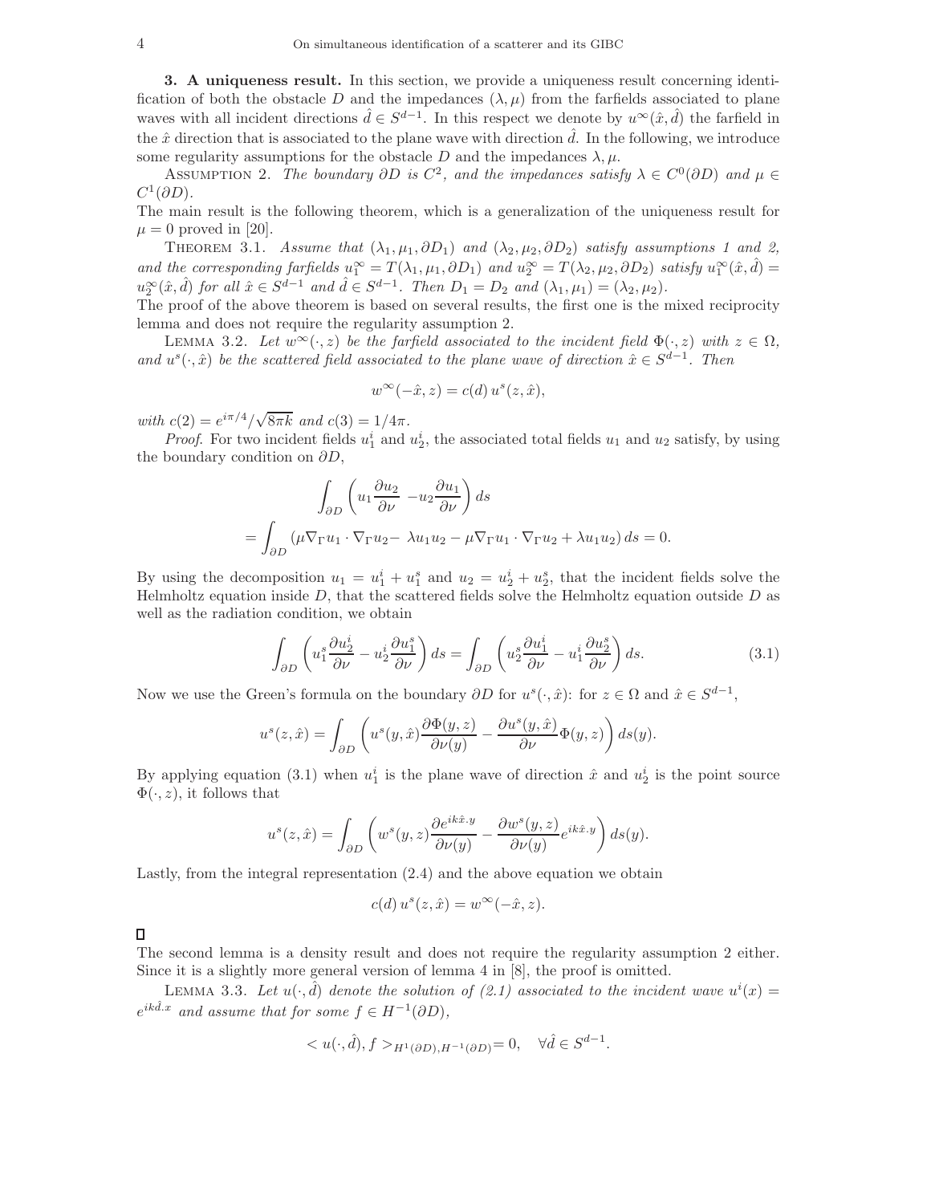**3. A uniqueness result.** In this section, we provide a uniqueness result concerning identification of both the obstacle $D$ and the impedances $(\lambda, \mu)$ from the farfields associated to plane waves with all incident directions $\hat{d} \in S^{d-1}$. In this respect we denote by $u^\infty(\hat{x}, \hat{d})$ the farfield in the $\hat{x}$ direction that is associated to the plane wave with direction $\hat{d}$. In the following, we introduce some regularity assumptions for the obstacle $D$ and the impedances $\lambda, \mu$.

Assumption 2. *The boundary $\partial D$ is $C^2$, and the impedances satisfy $\lambda \in C^0(\partial D)$ and $\mu \in C^1(\partial D)$.*

The main result is the following theorem, which is a generalization of the uniqueness result for $\mu = 0$ proved in [20].

Theorem 3.1. *Assume that $(\lambda_1, \mu_1, \partial D_1)$ and $(\lambda_2, \mu_2, \partial D_2)$ satisfy assumptions 1 and 2, and the corresponding farfields $u_1^\infty = T(\lambda_1, \mu_1, \partial D_1)$ and $u_2^\infty = T(\lambda_2, \mu_2, \partial D_2)$ satisfy $u_1^\infty(\hat{x}, \hat{d}) = u_2^\infty(\hat{x}, \hat{d})$ for all $\hat{x} \in S^{d-1}$ and $\hat{d} \in S^{d-1}$. Then $D_1 = D_2$ and $(\lambda_1, \mu_1) = (\lambda_2, \mu_2)$.*

The proof of the above theorem is based on several results, the first one is the mixed reciprocity lemma and does not require the regularity assumption 2.

Lemma 3.2. *Let $w^\infty(\cdot, z)$ be the farfield associated to the incident field $\Phi(\cdot, z)$ with $z \in \Omega$, and $u^s(\cdot, \hat{x})$ be the scattered field associated to the plane wave of direction $\hat{x} \in S^{d-1}$. Then*

$$w^\infty(-\hat{x}, z) = c(d)\, u^s(z, \hat{x}),$$

*with $c(2) = e^{i\pi/4}/\sqrt{8\pi k}$ and $c(3) = 1/4\pi$.*

*Proof*. For two incident fields $u_1^i$ and $u_2^i$, the associated total fields $u_1$ and $u_2$ satisfy, by using the boundary condition on $\partial D$,

$$\begin{aligned}
&\int_{\partial D} \left( u_1 \frac{\partial u_2}{\partial \nu} - u_2 \frac{\partial u_1}{\partial \nu} \right) ds \\
&= \int_{\partial D} \left( \mu \nabla_\Gamma u_1 \cdot \nabla_\Gamma u_2 - \lambda u_1 u_2 - \mu \nabla_\Gamma u_1 \cdot \nabla_\Gamma u_2 + \lambda u_1 u_2 \right) ds = 0.
\end{aligned}$$

By using the decomposition $u_1 = u_1^i + u_1^s$ and $u_2 = u_2^i + u_2^s$, that the incident fields solve the Helmholtz equation inside $D$, that the scattered fields solve the Helmholtz equation outside $D$ as well as the radiation condition, we obtain

$$\int_{\partial D} \left( u_1^s \frac{\partial u_2^i}{\partial \nu} - u_2^i \frac{\partial u_1^s}{\partial \nu} \right) ds = \int_{\partial D} \left( u_2^s \frac{\partial u_1^i}{\partial \nu} - u_1^i \frac{\partial u_2^s}{\partial \nu} \right) ds. \tag{3.1}$$

Now we use the Green's formula on the boundary $\partial D$ for $u^s(\cdot, \hat{x})$: for $z \in \Omega$ and $\hat{x} \in S^{d-1}$,

$$u^s(z, \hat{x}) = \int_{\partial D} \left( u^s(y, \hat{x}) \frac{\partial \Phi(y, z)}{\partial \nu(y)} - \frac{\partial u^s(y, \hat{x})}{\partial \nu} \Phi(y, z) \right) ds(y).$$

By applying equation (3.1) when $u_1^i$ is the plane wave of direction $\hat{x}$ and $u_2^i$ is the point source $\Phi(\cdot, z)$, it follows that

$$u^s(z, \hat{x}) = \int_{\partial D} \left( w^s(y, z) \frac{\partial e^{ik\hat{x}.y}}{\partial \nu(y)} - \frac{\partial w^s(y, z)}{\partial \nu(y)} e^{ik\hat{x}.y} \right) ds(y).$$

Lastly, from the integral representation (2.4) and the above equation we obtain

$$c(d)\, u^s(z, \hat{x}) = w^\infty(-\hat{x}, z).$$

$\square$

The second lemma is a density result and does not require the regularity assumption 2 either. Since it is a slightly more general version of lemma 4 in [8], the proof is omitted.

Lemma 3.3. *Let $u(\cdot, \hat{d})$ denote the solution of (2.1) associated to the incident wave $u^i(x) = e^{ik\hat{d}.x}$ and assume that for some $f \in H^{-1}(\partial D)$,*

$$< u(\cdot, \hat{d}), f >_{H^1(\partial D), H^{-1}(\partial D)} = 0, \quad \forall \hat{d} \in S^{d-1}.$$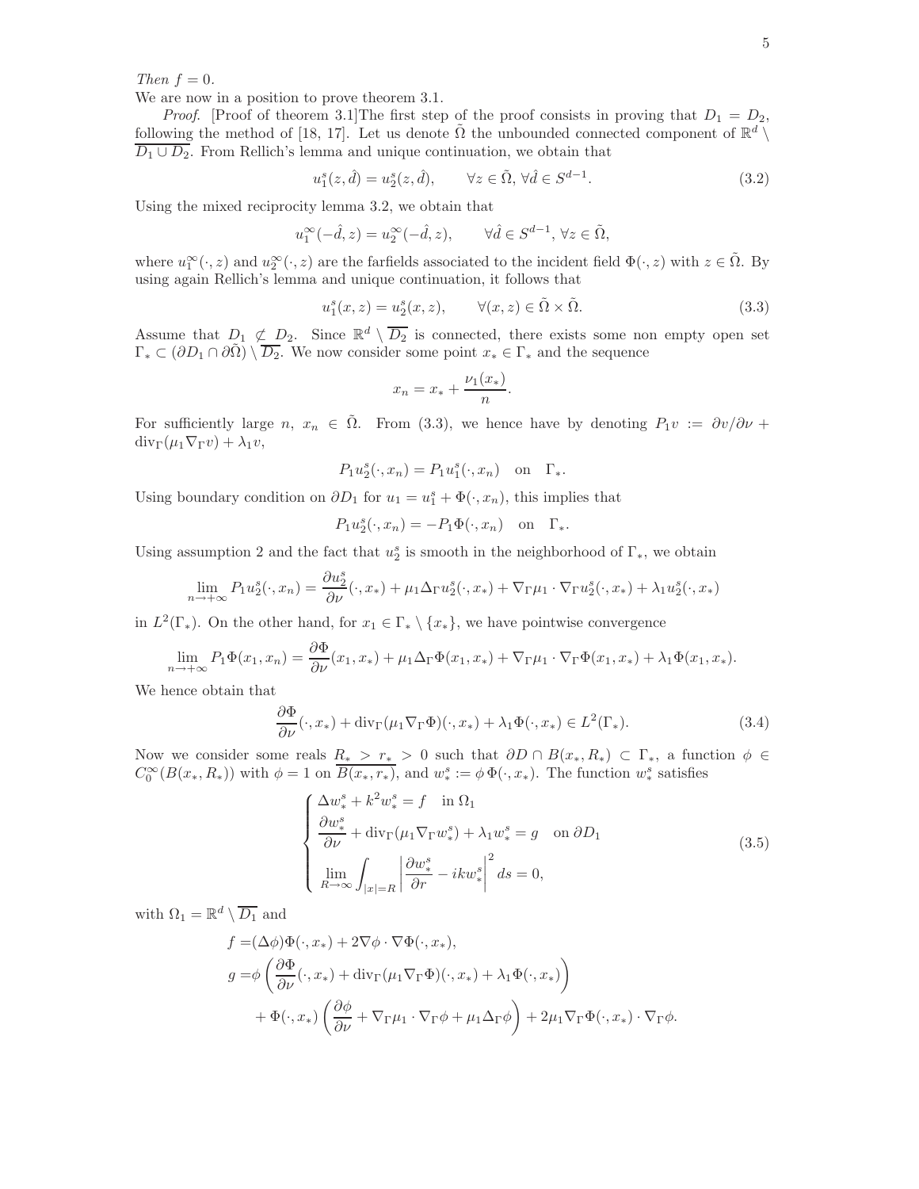*Then* $f = 0$.

We are now in a position to prove theorem 3.1.

*Proof.* [Proof of theorem 3.1]The first step of the proof consists in proving that $D_1 = D_2$, following the method of [18, 17]. Let us denote $\tilde{\Omega}$ the unbounded connected component of $\mathbb{R}^d \setminus \overline{D_1 \cup D_2}$. From Rellich's lemma and unique continuation, we obtain that

$$u_1^s(z, \hat{d}) = u_2^s(z, \hat{d}), \qquad \forall z \in \tilde{\Omega}, \, \forall \hat{d} \in S^{d-1}. \tag{3.2}$$

Using the mixed reciprocity lemma 3.2, we obtain that

$$u_1^\infty(-\hat{d}, z) = u_2^\infty(-\hat{d}, z), \qquad \forall \hat{d} \in S^{d-1}, \, \forall z \in \tilde{\Omega},$$

where $u_1^\infty(\cdot, z)$ and $u_2^\infty(\cdot, z)$ are the farfields associated to the incident field $\Phi(\cdot, z)$ with $z \in \tilde{\Omega}$. By using again Rellich's lemma and unique continuation, it follows that

$$u_1^s(x, z) = u_2^s(x, z), \qquad \forall (x, z) \in \tilde{\Omega} \times \tilde{\Omega}. \tag{3.3}$$

Assume that $D_1 \not\subset D_2$. Since $\mathbb{R}^d \setminus \overline{D_2}$ is connected, there exists some non empty open set $\Gamma_* \subset (\partial D_1 \cap \partial\tilde{\Omega}) \setminus \overline{D_2}$. We now consider some point $x_* \in \Gamma_*$ and the sequence

$$x_n = x_* + \frac{\nu_1(x_*)}{n}.$$

For sufficiently large $n$, $x_n \in \tilde{\Omega}$. From (3.3), we hence have by denoting $P_1 v := \partial v / \partial \nu + \mathrm{div}_\Gamma(\mu_1 \nabla_\Gamma v) + \lambda_1 v$,

$$P_1 u_2^s(\cdot, x_n) = P_1 u_1^s(\cdot, x_n) \quad \text{on} \quad \Gamma_*.$$

Using boundary condition on $\partial D_1$ for $u_1 = u_1^s + \Phi(\cdot, x_n)$, this implies that

$$P_1 u_2^s(\cdot, x_n) = -P_1 \Phi(\cdot, x_n) \quad \text{on} \quad \Gamma_*.$$

Using assumption 2 and the fact that $u_2^s$ is smooth in the neighborhood of $\Gamma_*$, we obtain

$$\lim_{n \to +\infty} P_1 u_2^s(\cdot, x_n) = \frac{\partial u_2^s}{\partial \nu}(\cdot, x_*) + \mu_1 \Delta_\Gamma u_2^s(\cdot, x_*) + \nabla_\Gamma \mu_1 \cdot \nabla_\Gamma u_2^s(\cdot, x_*) + \lambda_1 u_2^s(\cdot, x_*)$$

in $L^2(\Gamma_*)$. On the other hand, for $x_1 \in \Gamma_* \setminus \{x_*\}$, we have pointwise convergence

$$\lim_{n \to +\infty} P_1 \Phi(x_1, x_n) = \frac{\partial \Phi}{\partial \nu}(x_1, x_*) + \mu_1 \Delta_\Gamma \Phi(x_1, x_*) + \nabla_\Gamma \mu_1 \cdot \nabla_\Gamma \Phi(x_1, x_*) + \lambda_1 \Phi(x_1, x_*).$$

We hence obtain that

$$\frac{\partial \Phi}{\partial \nu}(\cdot, x_*) + \mathrm{div}_\Gamma(\mu_1 \nabla_\Gamma \Phi)(\cdot, x_*) + \lambda_1 \Phi(\cdot, x_*) \in L^2(\Gamma_*). \tag{3.4}$$

Now we consider some reals $R_* > r_* > 0$ such that $\partial D \cap B(x_*, R_*) \subset \Gamma_*$, a function $\phi \in C_0^\infty(B(x_*, R_*))$ with $\phi = 1$ on $\overline{B(x_*, r_*)}$, and $w_*^s := \phi \, \Phi(\cdot, x_*)$. The function $w_*^s$ satisfies

$$\begin{cases} \Delta w_*^s + k^2 w_*^s = f \quad \text{in } \Omega_1 \\ \dfrac{\partial w_*^s}{\partial \nu} + \mathrm{div}_\Gamma(\mu_1 \nabla_\Gamma w_*^s) + \lambda_1 w_*^s = g \quad \text{on } \partial D_1 \\ \displaystyle\lim_{R \to \infty} \int_{|x|=R} \left| \frac{\partial w_*^s}{\partial r} - ikw_*^s \right|^2 ds = 0, \end{cases} \tag{3.5}$$

with $\Omega_1 = \mathbb{R}^d \setminus \overline{D_1}$ and

$$\begin{aligned} f =& (\Delta \phi) \Phi(\cdot, x_*) + 2 \nabla \phi \cdot \nabla \Phi(\cdot, x_*), \\ g =& \phi \left( \frac{\partial \Phi}{\partial \nu}(\cdot, x_*) + \mathrm{div}_\Gamma(\mu_1 \nabla_\Gamma \Phi)(\cdot, x_*) + \lambda_1 \Phi(\cdot, x_*) \right) \\ &+ \Phi(\cdot, x_*) \left( \frac{\partial \phi}{\partial \nu} + \nabla_\Gamma \mu_1 \cdot \nabla_\Gamma \phi + \mu_1 \Delta_\Gamma \phi \right) + 2 \mu_1 \nabla_\Gamma \Phi(\cdot, x_*) \cdot \nabla_\Gamma \phi. \end{aligned}$$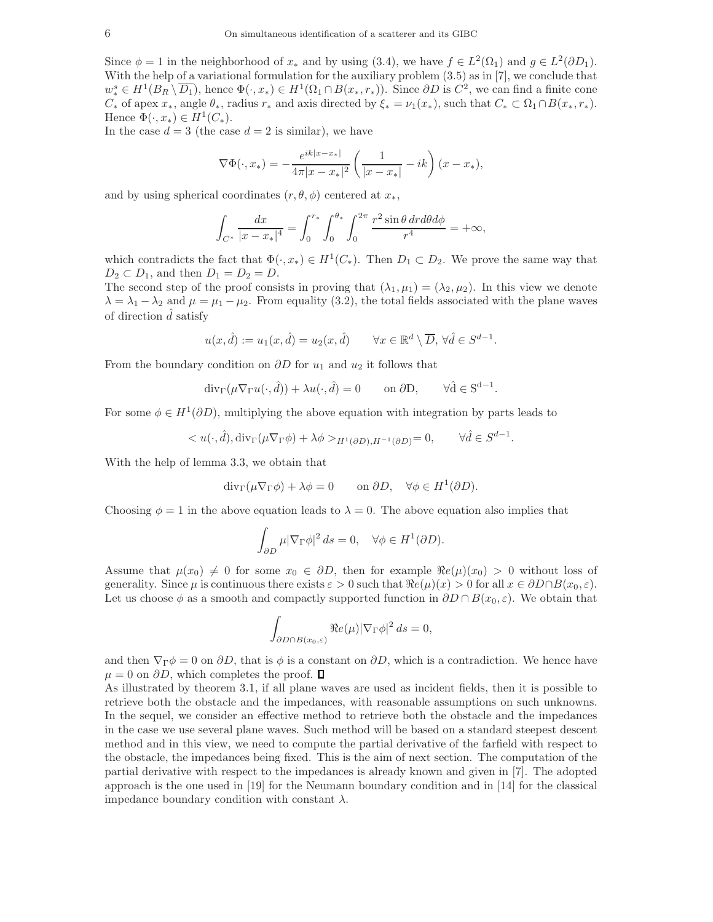Since $\phi = 1$ in the neighborhood of $x_*$ and by using (3.4), we have $f \in L^2(\Omega_1)$ and $g \in L^2(\partial D_1)$. With the help of a variational formulation for the auxiliary problem (3.5) as in [7], we conclude that $w_*^s \in H^1(B_R \setminus \overline{D_1})$, hence $\Phi(\cdot, x_*) \in H^1(\Omega_1 \cap B(x_*, r_*))$. Since $\partial D$ is $C^2$, we can find a finite cone $C_*$ of apex $x_*$, angle $\theta_*$, radius $r_*$ and axis directed by $\xi_* = \nu_1(x_*)$, such that $C_* \subset \Omega_1 \cap B(x_*, r_*)$. Hence $\Phi(\cdot, x_*) \in H^1(C_*)$.

In the case $d = 3$ (the case $d = 2$ is similar), we have

$$\nabla \Phi(\cdot, x_*) = -\frac{e^{ik|x-x_*|}}{4\pi |x-x_*|^2} \left( \frac{1}{|x-x_*|} - ik \right) (x - x_*),$$

and by using spherical coordinates $(r, \theta, \phi)$ centered at $x_*$,

$$\int_{C^*} \frac{dx}{|x-x_*|^4} = \int_0^{r_*} \int_0^{\theta_*} \int_0^{2\pi} \frac{r^2 \sin\theta \, dr d\theta d\phi}{r^4} = +\infty,$$

which contradicts the fact that $\Phi(\cdot, x_*) \in H^1(C_*)$. Then $D_1 \subset D_2$. We prove the same way that $D_2 \subset D_1$, and then $D_1 = D_2 = D$.

The second step of the proof consists in proving that $(\lambda_1, \mu_1) = (\lambda_2, \mu_2)$. In this view we denote $\lambda = \lambda_1 - \lambda_2$ and $\mu = \mu_1 - \mu_2$. From equality (3.2), the total fields associated with the plane waves of direction $\hat{d}$ satisfy

$$u(x, \hat{d}) := u_1(x, \hat{d}) = u_2(x, \hat{d}) \qquad \forall x \in \mathbb{R}^d \setminus \overline{D}, \, \forall \hat{d} \in S^{d-1}.$$

From the boundary condition on $\partial D$ for $u_1$ and $u_2$ it follows that

$$\mathrm{div}_\Gamma(\mu \nabla_\Gamma u(\cdot, \hat{d})) + \lambda u(\cdot, \hat{d}) = 0 \qquad \text{on } \partial \mathrm{D}, \qquad \forall \hat{\mathrm{d}} \in \mathrm{S}^{\mathrm{d}-1}.$$

For some $\phi \in H^1(\partial D)$, multiplying the above equation with integration by parts leads to

$$< u(\cdot, \hat{d}), \mathrm{div}_\Gamma(\mu \nabla_\Gamma \phi) + \lambda \phi >_{H^1(\partial D), H^{-1}(\partial D)} = 0, \qquad \forall \hat{d} \in S^{d-1}.$$

With the help of lemma 3.3, we obtain that

$$\mathrm{div}_\Gamma(\mu \nabla_\Gamma \phi) + \lambda \phi = 0 \qquad \text{on } \partial D, \quad \forall \phi \in H^1(\partial D).$$

Choosing $\phi = 1$ in the above equation leads to $\lambda = 0$. The above equation also implies that

$$\int_{\partial D} \mu |\nabla_\Gamma \phi|^2 \, ds = 0, \quad \forall \phi \in H^1(\partial D).$$

Assume that $\mu(x_0) \neq 0$ for some $x_0 \in \partial D$, then for example $\Re e(\mu)(x_0) > 0$ without loss of generality. Since $\mu$ is continuous there exists $\varepsilon > 0$ such that $\Re e(\mu)(x) > 0$ for all $x \in \partial D \cap B(x_0, \varepsilon)$. Let us choose $\phi$ as a smooth and compactly supported function in $\partial D \cap B(x_0, \varepsilon)$. We obtain that

$$\int_{\partial D \cap B(x_0, \varepsilon)} \Re e(\mu) |\nabla_\Gamma \phi|^2 \, ds = 0,$$

and then $\nabla_\Gamma \phi = 0$ on $\partial D$, that is $\phi$ is a constant on $\partial D$, which is a contradiction. We hence have $\mu = 0$ on $\partial D$, which completes the proof. ◻

As illustrated by theorem 3.1, if all plane waves are used as incident fields, then it is possible to retrieve both the obstacle and the impedances, with reasonable assumptions on such unknowns. In the sequel, we consider an effective method to retrieve both the obstacle and the impedances in the case we use several plane waves. Such method will be based on a standard steepest descent method and in this view, we need to compute the partial derivative of the farfield with respect to the obstacle, the impedances being fixed. This is the aim of next section. The computation of the partial derivative with respect to the impedances is already known and given in [7]. The adopted approach is the one used in [19] for the Neumann boundary condition and in [14] for the classical impedance boundary condition with constant $\lambda$.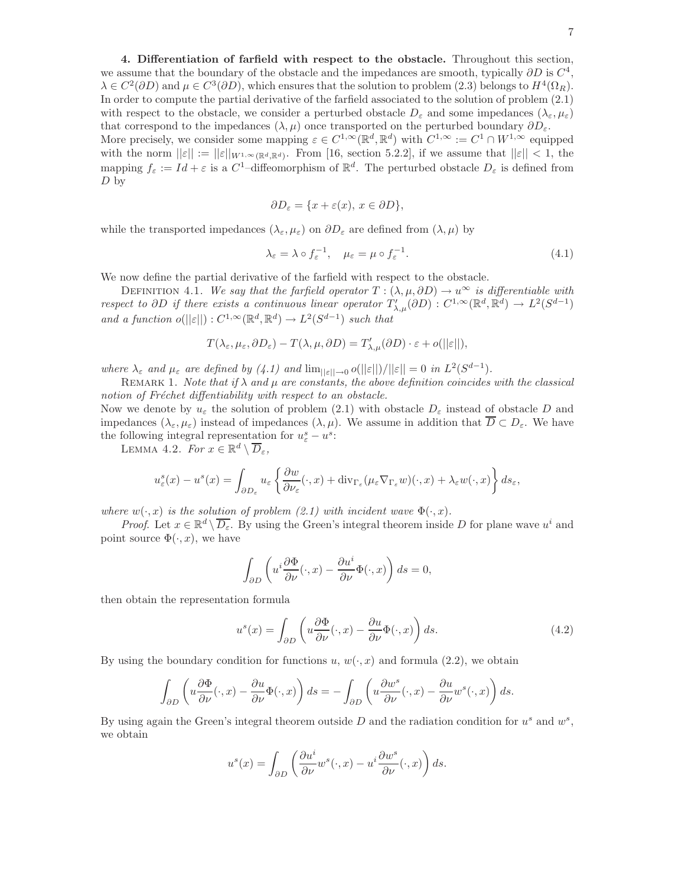**4. Differentiation of farfield with respect to the obstacle.** Throughout this section, we assume that the boundary of the obstacle and the impedances are smooth, typically $\partial D$ is $C^4$, $\lambda \in C^2(\partial D)$ and $\mu \in C^3(\partial D)$, which ensures that the solution to problem (2.3) belongs to $H^4(\Omega_R)$. In order to compute the partial derivative of the farfield associated to the solution of problem (2.1) with respect to the obstacle, we consider a perturbed obstacle $D_\varepsilon$ and some impedances $(\lambda_\varepsilon, \mu_\varepsilon)$ that correspond to the impedances $(\lambda, \mu)$ once transported on the perturbed boundary $\partial D_\varepsilon$.
More precisely, we consider some mapping $\varepsilon \in C^{1,\infty}(\mathbb{R}^d, \mathbb{R}^d)$ with $C^{1,\infty} := C^1 \cap W^{1,\infty}$ equipped with the norm $||\varepsilon|| := ||\varepsilon||_{W^{1,\infty}(\mathbb{R}^d,\mathbb{R}^d)}$. From [16, section 5.2.2], if we assume that $||\varepsilon|| < 1$, the mapping $f_\varepsilon := Id + \varepsilon$ is a $C^1$–diffeomorphism of $\mathbb{R}^d$. The perturbed obstacle $D_\varepsilon$ is defined from $D$ by

$$\partial D_\varepsilon = \{x + \varepsilon(x),\, x \in \partial D\},$$

while the transported impedances $(\lambda_\varepsilon, \mu_\varepsilon)$ on $\partial D_\varepsilon$ are defined from $(\lambda, \mu)$ by

$$\lambda_\varepsilon = \lambda \circ f_\varepsilon^{-1}, \quad \mu_\varepsilon = \mu \circ f_\varepsilon^{-1}. \tag{4.1}$$

We now define the partial derivative of the farfield with respect to the obstacle.

Definition 4.1. *We say that the farfield operator $T : (\lambda, \mu, \partial D) \to u^\infty$ is differentiable with respect to $\partial D$ if there exists a continuous linear operator $T'_{\lambda,\mu}(\partial D) : C^{1,\infty}(\mathbb{R}^d, \mathbb{R}^d) \to L^2(S^{d-1})$ and a function $o(||\varepsilon||) : C^{1,\infty}(\mathbb{R}^d, \mathbb{R}^d) \to L^2(S^{d-1})$ such that*

$$T(\lambda_\varepsilon, \mu_\varepsilon, \partial D_\varepsilon) - T(\lambda, \mu, \partial D) = T'_{\lambda,\mu}(\partial D) \cdot \varepsilon + o(||\varepsilon||),$$

*where $\lambda_\varepsilon$ and $\mu_\varepsilon$ are defined by (4.1) and $\lim_{||\varepsilon|| \to 0} o(||\varepsilon||)/||\varepsilon|| = 0$ in $L^2(S^{d-1})$.*

Remark 1. *Note that if $\lambda$ and $\mu$ are constants, the above definition coincides with the classical notion of Fréchet diffentiability with respect to an obstacle.*

Now we denote by $u_\varepsilon$ the solution of problem (2.1) with obstacle $D_\varepsilon$ instead of obstacle $D$ and impedances $(\lambda_\varepsilon, \mu_\varepsilon)$ instead of impedances $(\lambda, \mu)$. We assume in addition that $\overline{D} \subset D_\varepsilon$. We have the following integral representation for $u^s_\varepsilon - u^s$:

Lemma 4.2. *For $x \in \mathbb{R}^d \setminus \overline{D}_\varepsilon$,*

$$u^s_\varepsilon(x) - u^s(x) = \int_{\partial D_\varepsilon} u_\varepsilon \left\{ \frac{\partial w}{\partial \nu_\varepsilon}(\cdot, x) + \mathrm{div}_{\Gamma_\varepsilon}(\mu_\varepsilon \nabla_{\Gamma_\varepsilon} w)(\cdot, x) + \lambda_\varepsilon w(\cdot, x) \right\} ds_\varepsilon,$$

*where $w(\cdot, x)$ is the solution of problem (2.1) with incident wave $\Phi(\cdot, x)$.*

*Proof.* Let $x \in \mathbb{R}^d \setminus \overline{D_\varepsilon}$. By using the Green's integral theorem inside $D$ for plane wave $u^i$ and point source $\Phi(\cdot, x)$, we have

$$\int_{\partial D} \left( u^i \frac{\partial \Phi}{\partial \nu}(\cdot, x) - \frac{\partial u^i}{\partial \nu} \Phi(\cdot, x) \right) ds = 0,$$

then obtain the representation formula

$$u^s(x) = \int_{\partial D} \left( u \frac{\partial \Phi}{\partial \nu}(\cdot, x) - \frac{\partial u}{\partial \nu} \Phi(\cdot, x) \right) ds. \tag{4.2}$$

By using the boundary condition for functions $u$, $w(\cdot, x)$ and formula (2.2), we obtain

$$\int_{\partial D} \left( u \frac{\partial \Phi}{\partial \nu}(\cdot, x) - \frac{\partial u}{\partial \nu} \Phi(\cdot, x) \right) ds = -\int_{\partial D} \left( u \frac{\partial w^s}{\partial \nu}(\cdot, x) - \frac{\partial u}{\partial \nu} w^s(\cdot, x) \right) ds.$$

By using again the Green's integral theorem outside $D$ and the radiation condition for $u^s$ and $w^s$, we obtain

$$u^s(x) = \int_{\partial D} \left( \frac{\partial u^i}{\partial \nu} w^s(\cdot, x) - u^i \frac{\partial w^s}{\partial \nu}(\cdot, x) \right) ds.$$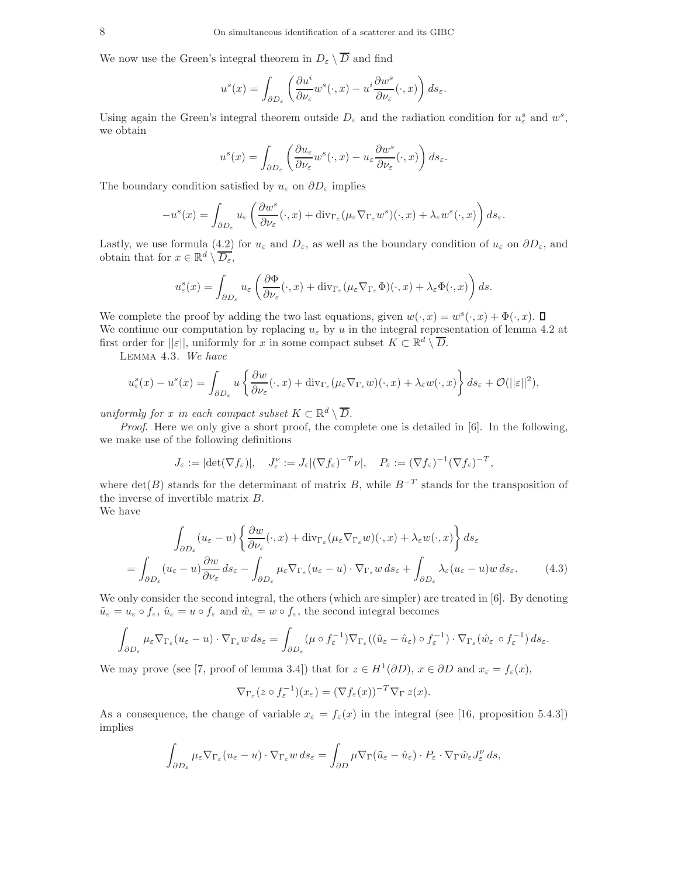We now use the Green's integral theorem in $D_\varepsilon \setminus \overline{D}$ and find

$$u^s(x) = \int_{\partial D_\varepsilon} \left( \frac{\partial u^i}{\partial \nu_\varepsilon} w^s(\cdot, x) - u^i \frac{\partial w^s}{\partial \nu_\varepsilon}(\cdot, x) \right) ds_\varepsilon.$$

Using again the Green's integral theorem outside $D_\varepsilon$ and the radiation condition for $u^s_\varepsilon$ and $w^s$, we obtain

$$u^s(x) = \int_{\partial D_\varepsilon} \left( \frac{\partial u_\varepsilon}{\partial \nu_\varepsilon} w^s(\cdot, x) - u_\varepsilon \frac{\partial w^s}{\partial \nu_\varepsilon}(\cdot, x) \right) ds_\varepsilon.$$

The boundary condition satisfied by $u_\varepsilon$ on $\partial D_\varepsilon$ implies

$$-u^s(x) = \int_{\partial D_\varepsilon} u_\varepsilon \left( \frac{\partial w^s}{\partial \nu_\varepsilon}(\cdot, x) + \mathrm{div}_{\Gamma_\varepsilon}(\mu_\varepsilon \nabla_{\Gamma_\varepsilon} w^s)(\cdot, x) + \lambda_\varepsilon w^s(\cdot, x) \right) ds_\varepsilon.$$

Lastly, we use formula (4.2) for $u_\varepsilon$ and $D_\varepsilon$, as well as the boundary condition of $u_\varepsilon$ on $\partial D_\varepsilon$, and obtain that for $x \in \mathbb{R}^d \setminus \overline{D_\varepsilon}$,

$$u^s_\varepsilon(x) = \int_{\partial D_\varepsilon} u_\varepsilon \left( \frac{\partial \Phi}{\partial \nu_\varepsilon}(\cdot, x) + \mathrm{div}_{\Gamma_\varepsilon}(\mu_\varepsilon \nabla_{\Gamma_\varepsilon} \Phi)(\cdot, x) + \lambda_\varepsilon \Phi(\cdot, x) \right) ds.$$

We complete the proof by adding the two last equations, given $w(\cdot, x) = w^s(\cdot, x) + \Phi(\cdot, x)$. ∎

We continue our computation by replacing $u_\varepsilon$ by $u$ in the integral representation of lemma 4.2 at first order for $||\varepsilon||$, uniformly for $x$ in some compact subset $K \subset \mathbb{R}^d \setminus \overline{D}$.

Lemma 4.3. *We have*

$$u^s_\varepsilon(x) - u^s(x) = \int_{\partial D_\varepsilon} u \left\{ \frac{\partial w}{\partial \nu_\varepsilon}(\cdot, x) + \mathrm{div}_{\Gamma_\varepsilon}(\mu_\varepsilon \nabla_{\Gamma_\varepsilon} w)(\cdot, x) + \lambda_\varepsilon w(\cdot, x) \right\} ds_\varepsilon + \mathcal{O}(||\varepsilon||^2),$$

*uniformly for $x$ in each compact subset $K \subset \mathbb{R}^d \setminus \overline{D}$.*

*Proof*. Here we only give a short proof, the complete one is detailed in [6]. In the following, we make use of the following definitions

$$J_\varepsilon := |\det(\nabla f_\varepsilon)|, \quad J^\nu_\varepsilon := J_\varepsilon |(\nabla f_\varepsilon)^{-T} \nu|, \quad P_\varepsilon := (\nabla f_\varepsilon)^{-1} (\nabla f_\varepsilon)^{-T},$$

where $\det(B)$ stands for the determinant of matrix $B$, while $B^{-T}$ stands for the transposition of the inverse of invertible matrix $B$.

We have

$$\int_{\partial D_\varepsilon} (u_\varepsilon - u) \left\{ \frac{\partial w}{\partial \nu_\varepsilon}(\cdot, x) + \mathrm{div}_{\Gamma_\varepsilon}(\mu_\varepsilon \nabla_{\Gamma_\varepsilon} w)(\cdot, x) + \lambda_\varepsilon w(\cdot, x) \right\} ds_\varepsilon$$
$$= \int_{\partial D_\varepsilon} (u_\varepsilon - u) \frac{\partial w}{\partial \nu_\varepsilon} ds_\varepsilon - \int_{\partial D_\varepsilon} \mu_\varepsilon \nabla_{\Gamma_\varepsilon}(u_\varepsilon - u) \cdot \nabla_{\Gamma_\varepsilon} w \, ds_\varepsilon + \int_{\partial D_\varepsilon} \lambda_\varepsilon (u_\varepsilon - u) w \, ds_\varepsilon. \tag{4.3}$$

We only consider the second integral, the others (which are simpler) are treated in [6]. By denoting $\tilde{u}_\varepsilon = u_\varepsilon \circ f_\varepsilon$, $\hat{u}_\varepsilon = u \circ f_\varepsilon$ and $\hat{w}_\varepsilon = w \circ f_\varepsilon$, the second integral becomes

$$\int_{\partial D_\varepsilon} \mu_\varepsilon \nabla_{\Gamma_\varepsilon}(u_\varepsilon - u) \cdot \nabla_{\Gamma_\varepsilon} w \, ds_\varepsilon = \int_{\partial D_\varepsilon} (\mu \circ f_\varepsilon^{-1}) \nabla_{\Gamma_\varepsilon}((\tilde{u}_\varepsilon - \hat{u}_\varepsilon) \circ f_\varepsilon^{-1}) \cdot \nabla_{\Gamma_\varepsilon}(\hat{w}_\varepsilon \circ f_\varepsilon^{-1}) \, ds_\varepsilon.$$

We may prove (see [7, proof of lemma 3.4]) that for $z \in H^1(\partial D)$, $x \in \partial D$ and $x_\varepsilon = f_\varepsilon(x)$,

$$\nabla_{\Gamma_\varepsilon}(z \circ f_\varepsilon^{-1})(x_\varepsilon) = (\nabla f_\varepsilon(x))^{-T} \nabla_\Gamma z(x).$$

As a consequence, the change of variable $x_\varepsilon = f_\varepsilon(x)$ in the integral (see [16, proposition 5.4.3]) implies

$$\int_{\partial D_\varepsilon} \mu_\varepsilon \nabla_{\Gamma_\varepsilon}(u_\varepsilon - u) \cdot \nabla_{\Gamma_\varepsilon} w \, ds_\varepsilon = \int_{\partial D} \mu \nabla_\Gamma(\tilde{u}_\varepsilon - \hat{u}_\varepsilon) \cdot P_\varepsilon \cdot \nabla_\Gamma \hat{w}_\varepsilon J^\nu_\varepsilon \, ds,$$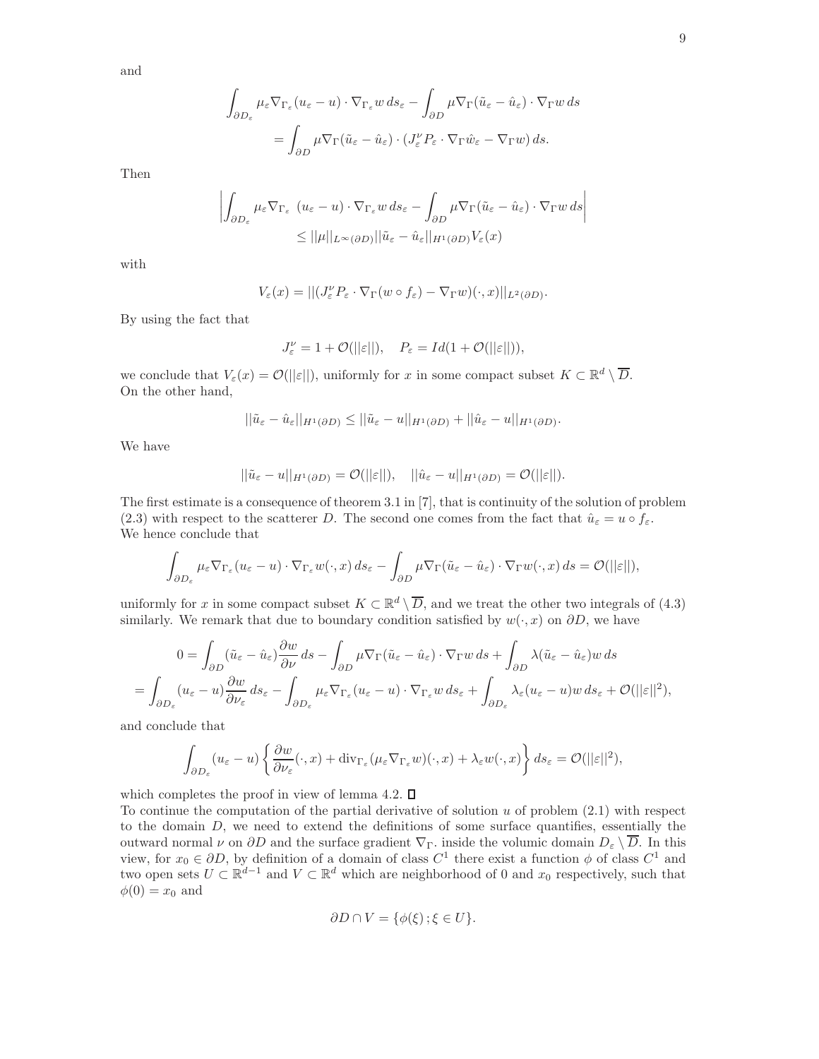and

$$\int_{\partial D_\varepsilon} \mu_\varepsilon \nabla_{\Gamma_\varepsilon}(u_\varepsilon - u) \cdot \nabla_{\Gamma_\varepsilon} w \, ds_\varepsilon - \int_{\partial D} \mu \nabla_\Gamma (\tilde{u}_\varepsilon - \hat{u}_\varepsilon) \cdot \nabla_\Gamma w \, ds$$
$$= \int_{\partial D} \mu \nabla_\Gamma (\tilde{u}_\varepsilon - \hat{u}_\varepsilon) \cdot (J_\varepsilon^\nu P_\varepsilon \cdot \nabla_\Gamma \hat{w}_\varepsilon - \nabla_\Gamma w) \, ds.$$

Then

$$\left| \int_{\partial D_\varepsilon} \mu_\varepsilon \nabla_{\Gamma_\varepsilon} \ (u_\varepsilon - u) \cdot \nabla_{\Gamma_\varepsilon} w \, ds_\varepsilon - \int_{\partial D} \mu \nabla_\Gamma (\tilde{u}_\varepsilon - \hat{u}_\varepsilon) \cdot \nabla_\Gamma w \, ds \right|$$
$$\leq ||\mu||_{L^\infty(\partial D)} ||\tilde{u}_\varepsilon - \hat{u}_\varepsilon||_{H^1(\partial D)} V_\varepsilon(x)$$

with

$$V_\varepsilon(x) = ||(J_\varepsilon^\nu P_\varepsilon \cdot \nabla_\Gamma (w \circ f_\varepsilon) - \nabla_\Gamma w)(\cdot, x)||_{L^2(\partial D)}.$$

By using the fact that

$$J_\varepsilon^\nu = 1 + \mathcal{O}(||\varepsilon||), \quad P_\varepsilon = Id(1 + \mathcal{O}(||\varepsilon||)),$$

we conclude that $V_\varepsilon(x) = \mathcal{O}(||\varepsilon||)$, uniformly for $x$ in some compact subset $K \subset \mathbb{R}^d \setminus \overline{D}$.
On the other hand,

$$||\tilde{u}_\varepsilon - \hat{u}_\varepsilon||_{H^1(\partial D)} \leq ||\tilde{u}_\varepsilon - u||_{H^1(\partial D)} + ||\hat{u}_\varepsilon - u||_{H^1(\partial D)}.$$

We have

$$||\tilde{u}_\varepsilon - u||_{H^1(\partial D)} = \mathcal{O}(||\varepsilon||), \quad ||\hat{u}_\varepsilon - u||_{H^1(\partial D)} = \mathcal{O}(||\varepsilon||).$$

The first estimate is a consequence of theorem 3.1 in [7], that is continuity of the solution of problem (2.3) with respect to the scatterer $D$. The second one comes from the fact that $\hat{u}_\varepsilon = u \circ f_\varepsilon$.
We hence conclude that

$$\int_{\partial D_\varepsilon} \mu_\varepsilon \nabla_{\Gamma_\varepsilon}(u_\varepsilon - u) \cdot \nabla_{\Gamma_\varepsilon} w(\cdot, x) \, ds_\varepsilon - \int_{\partial D} \mu \nabla_\Gamma (\tilde{u}_\varepsilon - \hat{u}_\varepsilon) \cdot \nabla_\Gamma w(\cdot, x) \, ds = \mathcal{O}(||\varepsilon||),$$

uniformly for $x$ in some compact subset $K \subset \mathbb{R}^d \setminus \overline{D}$, and we treat the other two integrals of (4.3) similarly. We remark that due to boundary condition satisfied by $w(\cdot, x)$ on $\partial D$, we have

$$0 = \int_{\partial D} (\tilde{u}_\varepsilon - \hat{u}_\varepsilon) \frac{\partial w}{\partial \nu} \, ds - \int_{\partial D} \mu \nabla_\Gamma (\tilde{u}_\varepsilon - \hat{u}_\varepsilon) \cdot \nabla_\Gamma w \, ds + \int_{\partial D} \lambda (\tilde{u}_\varepsilon - \hat{u}_\varepsilon) w \, ds$$
$$= \int_{\partial D_\varepsilon} (u_\varepsilon - u) \frac{\partial w}{\partial \nu_\varepsilon} \, ds_\varepsilon - \int_{\partial D_\varepsilon} \mu_\varepsilon \nabla_{\Gamma_\varepsilon}(u_\varepsilon - u) \cdot \nabla_{\Gamma_\varepsilon} w \, ds_\varepsilon + \int_{\partial D_\varepsilon} \lambda_\varepsilon (u_\varepsilon - u) w \, ds_\varepsilon + \mathcal{O}(||\varepsilon||^2),$$

and conclude that

$$\int_{\partial D_\varepsilon} (u_\varepsilon - u) \left\{ \frac{\partial w}{\partial \nu_\varepsilon}(\cdot, x) + \mathrm{div}_{\Gamma_\varepsilon}(\mu_\varepsilon \nabla_{\Gamma_\varepsilon} w)(\cdot, x) + \lambda_\varepsilon w(\cdot, x) \right\} ds_\varepsilon = \mathcal{O}(||\varepsilon||^2),$$

which completes the proof in view of lemma 4.2. □

To continue the computation of the partial derivative of solution $u$ of problem (2.1) with respect to the domain $D$, we need to extend the definitions of some surface quantifies, essentially the outward normal $\nu$ on $\partial D$ and the surface gradient $\nabla_\Gamma$. inside the volumic domain $D_\varepsilon \setminus \overline{D}$. In this view, for $x_0 \in \partial D$, by definition of a domain of class $C^1$ there exist a function $\phi$ of class $C^1$ and two open sets $U \subset \mathbb{R}^{d-1}$ and $V \subset \mathbb{R}^d$ which are neighborhood of 0 and $x_0$ respectively, such that $\phi(0) = x_0$ and

$$\partial D \cap V = \{\phi(\xi) \, ; \xi \in U\}.$$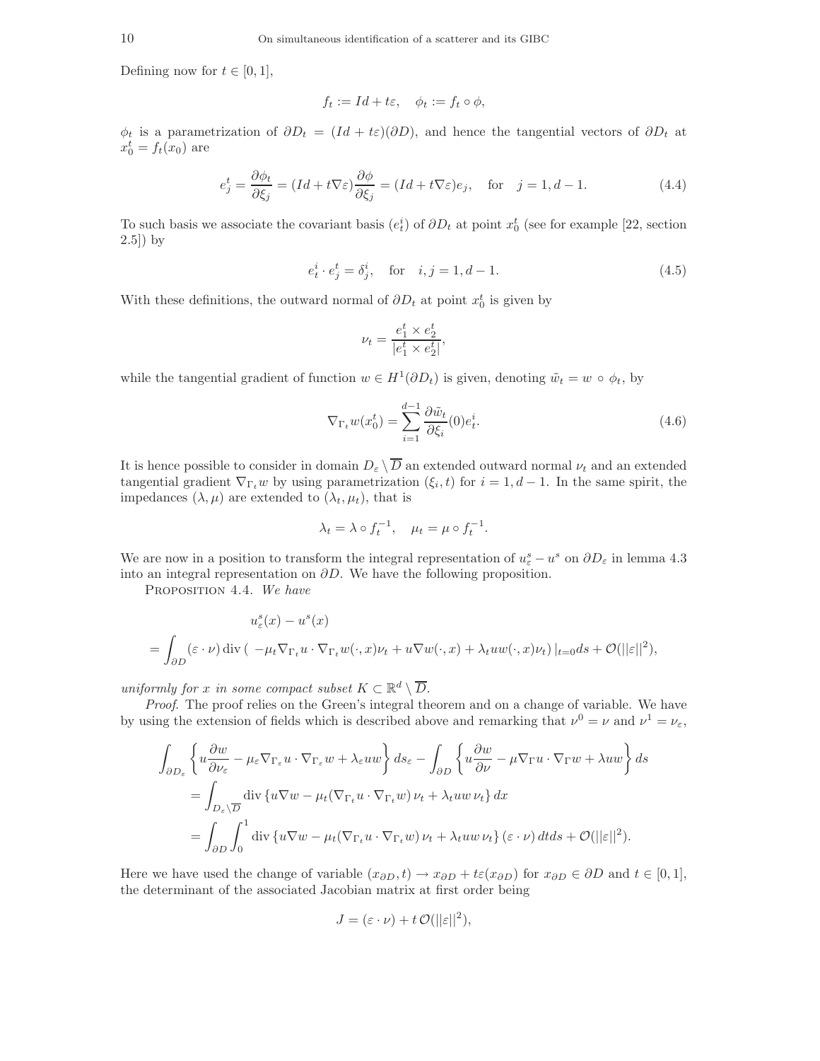Defining now for $t \in [0,1]$,

$$f_t := Id + t\varepsilon, \quad \phi_t := f_t \circ \phi,$$

$\phi_t$ is a parametrization of $\partial D_t = (Id + t\varepsilon)(\partial D)$, and hence the tangential vectors of $\partial D_t$ at $x_0^t = f_t(x_0)$ are

$$e_j^t = \frac{\partial \phi_t}{\partial \xi_j} = (Id + t\nabla\varepsilon)\frac{\partial \phi}{\partial \xi_j} = (Id + t\nabla\varepsilon)e_j, \quad \text{for} \quad j = 1, d-1. \tag{4.4}$$

To such basis we associate the covariant basis $(e_t^i)$ of $\partial D_t$ at point $x_0^t$ (see for example [22, section 2.5]) by

$$e_t^i \cdot e_j^t = \delta_j^i, \quad \text{for} \quad i,j = 1, d-1. \tag{4.5}$$

With these definitions, the outward normal of $\partial D_t$ at point $x_0^t$ is given by

$$\nu_t = \frac{e_1^t \times e_2^t}{|e_1^t \times e_2^t|},$$

while the tangential gradient of function $w \in H^1(\partial D_t)$ is given, denoting $\tilde{w}_t = w \circ \phi_t$, by

$$\nabla_{\Gamma_t} w(x_0^t) = \sum_{i=1}^{d-1} \frac{\partial \tilde{w}_t}{\partial \xi_i}(0) e_t^i. \tag{4.6}$$

It is hence possible to consider in domain $D_\varepsilon \setminus \overline{D}$ an extended outward normal $\nu_t$ and an extended tangential gradient $\nabla_{\Gamma_t} w$ by using parametrization $(\xi_i, t)$ for $i = 1, d-1$. In the same spirit, the impedances $(\lambda, \mu)$ are extended to $(\lambda_t, \mu_t)$, that is

$$\lambda_t = \lambda \circ f_t^{-1}, \quad \mu_t = \mu \circ f_t^{-1}.$$

We are now in a position to transform the integral representation of $u_\varepsilon^s - u^s$ on $\partial D_\varepsilon$ in lemma 4.3 into an integral representation on $\partial D$. We have the following proposition.

PROPOSITION 4.4. *We have*

$$u_\varepsilon^s(x) - u^s(x)$$
$$= \int_{\partial D} (\varepsilon\cdot\nu)\,\mathrm{div}\,(\,-\mu_t \nabla_{\Gamma_t} u \cdot \nabla_{\Gamma_t} w(\cdot,x)\nu_t + u\nabla w(\cdot,x) + \lambda_t u w(\cdot,x)\nu_t)\,|_{t=0} ds + \mathcal{O}(||\varepsilon||^2),$$

*uniformly for $x$ in some compact subset $K \subset \mathbb{R}^d \setminus \overline{D}$.*

*Proof*. The proof relies on the Green's integral theorem and on a change of variable. We have by using the extension of fields which is described above and remarking that $\nu^0 = \nu$ and $\nu^1 = \nu_\varepsilon$,

$$\begin{aligned}
&\int_{\partial D_\varepsilon} \left\{ u\frac{\partial w}{\partial \nu_\varepsilon} - \mu_\varepsilon \nabla_{\Gamma_\varepsilon} u \cdot \nabla_{\Gamma_\varepsilon} w + \lambda_\varepsilon u w \right\} ds_\varepsilon - \int_{\partial D} \left\{ u\frac{\partial w}{\partial \nu} - \mu \nabla_\Gamma u \cdot \nabla_\Gamma w + \lambda u w \right\} ds \\
&= \int_{D_\varepsilon \setminus \overline{D}} \mathrm{div}\,\{u\nabla w - \mu_t (\nabla_{\Gamma_t} u \cdot \nabla_{\Gamma_t} w)\,\nu_t + \lambda_t u w\,\nu_t\}\,dx \\
&= \int_{\partial D}\int_0^1 \mathrm{div}\,\{u\nabla w - \mu_t (\nabla_{\Gamma_t} u \cdot \nabla_{\Gamma_t} w)\,\nu_t + \lambda_t u w\,\nu_t\}\,(\varepsilon\cdot\nu)\,dtds + \mathcal{O}(||\varepsilon||^2).
\end{aligned}$$

Here we have used the change of variable $(x_{\partial D}, t) \to x_{\partial D} + t\varepsilon(x_{\partial D})$ for $x_{\partial D} \in \partial D$ and $t \in [0,1]$, the determinant of the associated Jacobian matrix at first order being

$$J = (\varepsilon\cdot\nu) + t\,\mathcal{O}(||\varepsilon||^2),$$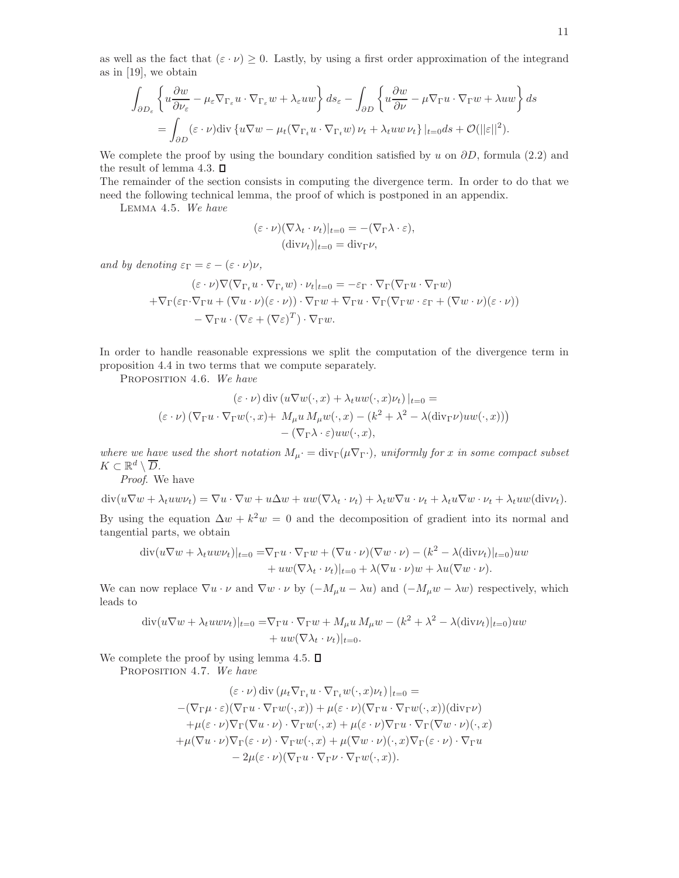as well as the fact that $(\varepsilon \cdot \nu) \geq 0$. Lastly, by using a first order approximation of the integrand as in [19], we obtain

$$
\begin{aligned}
&\int_{\partial D_\varepsilon} \left\{ u\frac{\partial w}{\partial \nu_\varepsilon} - \mu_\varepsilon \nabla_{\Gamma_\varepsilon} u \cdot \nabla_{\Gamma_\varepsilon} w + \lambda_\varepsilon uw \right\} ds_\varepsilon - \int_{\partial D} \left\{ u\frac{\partial w}{\partial \nu} - \mu \nabla_\Gamma u \cdot \nabla_\Gamma w + \lambda uw \right\} ds \\
&= \int_{\partial D} (\varepsilon \cdot \nu) \mathrm{div} \left\{ u\nabla w - \mu_t (\nabla_{\Gamma_t} u \cdot \nabla_{\Gamma_t} w)\, \nu_t + \lambda_t uw\, \nu_t \right\} |_{t=0} ds + \mathcal{O}(||\varepsilon||^2).
\end{aligned}
$$

We complete the proof by using the boundary condition satisfied by $u$ on $\partial D$, formula (2.2) and the result of lemma 4.3. $\square$

The remainder of the section consists in computing the divergence term. In order to do that we need the following technical lemma, the proof of which is postponed in an appendix.

Lemma 4.5. *We have*

$$
\begin{aligned}
(\varepsilon \cdot \nu)(\nabla \lambda_t \cdot \nu_t)|_{t=0} &= -(\nabla_\Gamma \lambda \cdot \varepsilon), \\
(\mathrm{div} \nu_t)|_{t=0} &= \mathrm{div}_\Gamma \nu,
\end{aligned}
$$

*and by denoting* $\varepsilon_\Gamma = \varepsilon - (\varepsilon \cdot \nu)\nu$,

$$
\begin{aligned}
(\varepsilon \cdot \nu)\nabla(\nabla_{\Gamma_t} u \cdot \nabla_{\Gamma_t} w) \cdot \nu_t|_{t=0} &= -\varepsilon_\Gamma \cdot \nabla_\Gamma (\nabla_\Gamma u \cdot \nabla_\Gamma w) \\
+\nabla_\Gamma(\varepsilon_\Gamma \cdot \nabla_\Gamma u + (\nabla u \cdot \nu)(\varepsilon \cdot \nu)) \cdot \nabla_\Gamma w &+ \nabla_\Gamma u \cdot \nabla_\Gamma (\nabla_\Gamma w \cdot \varepsilon_\Gamma + (\nabla w \cdot \nu)(\varepsilon \cdot \nu)) \\
&- \nabla_\Gamma u \cdot (\nabla \varepsilon + (\nabla \varepsilon)^T) \cdot \nabla_\Gamma w.
\end{aligned}
$$

In order to handle reasonable expressions we split the computation of the divergence term in proposition 4.4 in two terms that we compute separately.

Proposition 4.6. *We have*

$$
\begin{aligned}
&(\varepsilon \cdot \nu)\, \mathrm{div} \left( u\nabla w(\cdot, x) + \lambda_t uw(\cdot, x)\nu_t \right)|_{t=0} = \\
&(\varepsilon \cdot \nu) \left( \nabla_\Gamma u \cdot \nabla_\Gamma w(\cdot, x) + M_\mu u\, M_\mu w(\cdot, x) - (k^2 + \lambda^2 - \lambda(\mathrm{div}_\Gamma \nu) uw(\cdot, x)) \right) \\
&\quad - (\nabla_\Gamma \lambda \cdot \varepsilon) uw(\cdot, x),
\end{aligned}
$$

*where we have used the short notation* $M_\mu \cdot = \mathrm{div}_\Gamma(\mu \nabla_\Gamma \cdot)$*, uniformly for* $x$ *in some compact subset* $K \subset \mathbb{R}^d \setminus \overline{D}$.

*Proof.* We have

$$
\mathrm{div}(u\nabla w + \lambda_t uw\nu_t) = \nabla u \cdot \nabla w + u\Delta w + uw(\nabla \lambda_t \cdot \nu_t) + \lambda_t w \nabla u \cdot \nu_t + \lambda_t u \nabla w \cdot \nu_t + \lambda_t uw(\mathrm{div} \nu_t).
$$

By using the equation $\Delta w + k^2 w = 0$ and the decomposition of gradient into its normal and tangential parts, we obtain

$$
\begin{aligned}
\mathrm{div}(u\nabla w + \lambda_t uw\nu_t)|_{t=0} = &\nabla_\Gamma u \cdot \nabla_\Gamma w + (\nabla u \cdot \nu)(\nabla w \cdot \nu) - (k^2 - \lambda(\mathrm{div}\nu_t)|_{t=0})uw \\
&+ uw(\nabla \lambda_t \cdot \nu_t)|_{t=0} + \lambda(\nabla u \cdot \nu)w + \lambda u(\nabla w \cdot \nu).
\end{aligned}
$$

We can now replace $\nabla u \cdot \nu$ and $\nabla w \cdot \nu$ by $(-M_\mu u - \lambda u)$ and $(-M_\mu w - \lambda w)$ respectively, which leads to

$$
\begin{aligned}
\mathrm{div}(u\nabla w + \lambda_t uw\nu_t)|_{t=0} = &\nabla_\Gamma u \cdot \nabla_\Gamma w + M_\mu u\, M_\mu w - (k^2 + \lambda^2 - \lambda(\mathrm{div}\nu_t)|_{t=0})uw \\
&+ uw(\nabla \lambda_t \cdot \nu_t)|_{t=0}.
\end{aligned}
$$

We complete the proof by using lemma 4.5. $\square$

Proposition 4.7. *We have*

$$
\begin{aligned}
&(\varepsilon \cdot \nu)\, \mathrm{div} \left( \mu_t \nabla_{\Gamma_t} u \cdot \nabla_{\Gamma_t} w(\cdot, x)\nu_t \right)|_{t=0} = \\
&-(\nabla_\Gamma \mu \cdot \varepsilon)(\nabla_\Gamma u \cdot \nabla_\Gamma w(\cdot, x)) + \mu(\varepsilon \cdot \nu)(\nabla_\Gamma u \cdot \nabla_\Gamma w(\cdot, x))(\mathrm{div}_\Gamma \nu) \\
&+\mu(\varepsilon \cdot \nu)\nabla_\Gamma(\nabla u \cdot \nu) \cdot \nabla_\Gamma w(\cdot, x) + \mu(\varepsilon \cdot \nu)\nabla_\Gamma u \cdot \nabla_\Gamma(\nabla w \cdot \nu)(\cdot, x) \\
&+\mu(\nabla u \cdot \nu)\nabla_\Gamma(\varepsilon \cdot \nu) \cdot \nabla_\Gamma w(\cdot, x) + \mu(\nabla w \cdot \nu)(\cdot, x)\nabla_\Gamma(\varepsilon \cdot \nu) \cdot \nabla_\Gamma u \\
&- 2\mu(\varepsilon \cdot \nu)(\nabla_\Gamma u \cdot \nabla_\Gamma \nu \cdot \nabla_\Gamma w(\cdot, x)).
\end{aligned}
$$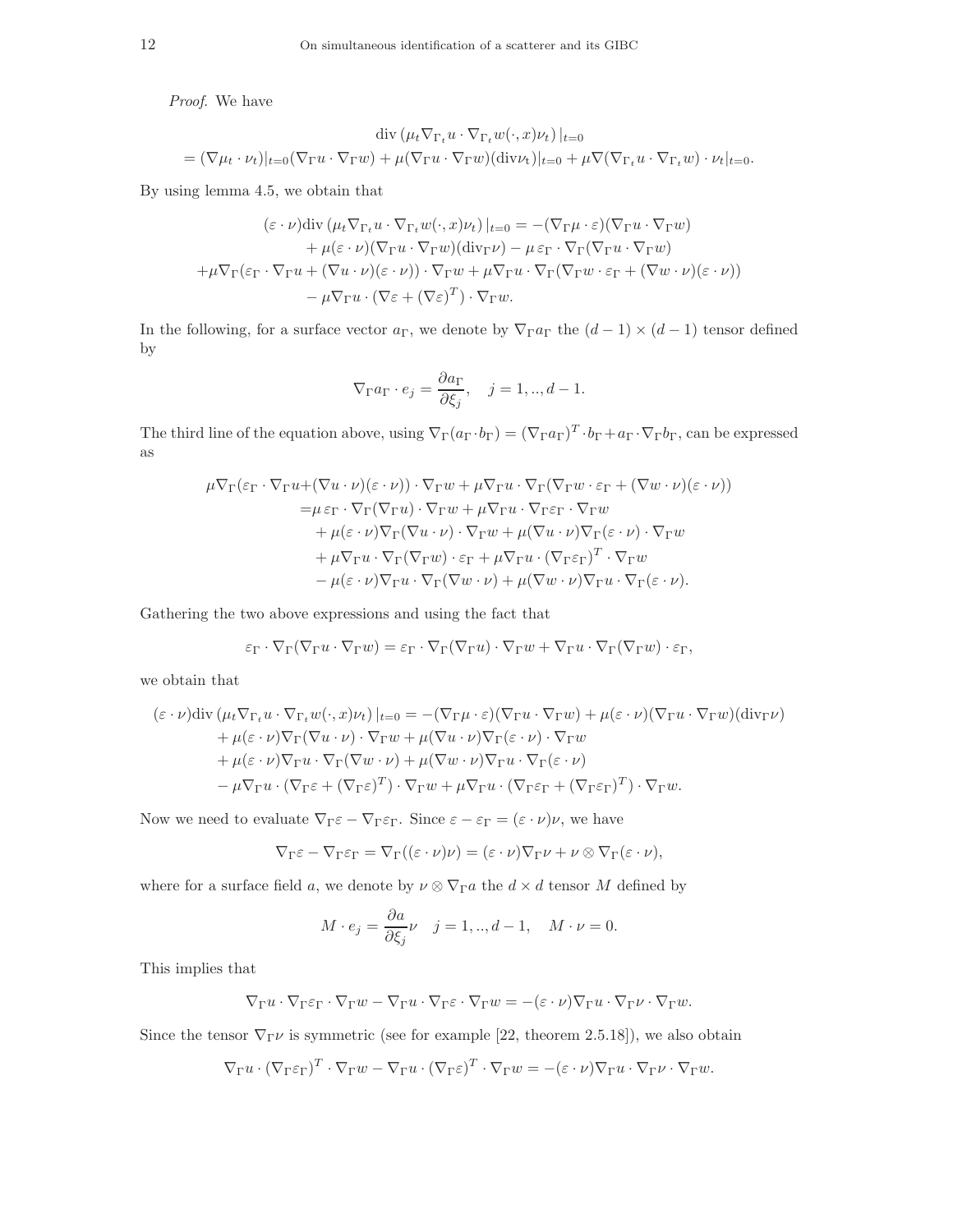*Proof.* We have

$$
\begin{aligned}
&\operatorname{div}\left(\mu_t \nabla_{\Gamma_t} u \cdot \nabla_{\Gamma_t} w(\cdot, x)\nu_t\right)|_{t=0} \\
&= (\nabla \mu_t \cdot \nu_t)|_{t=0}(\nabla_\Gamma u \cdot \nabla_\Gamma w) + \mu(\nabla_\Gamma u \cdot \nabla_\Gamma w)(\operatorname{div}\nu_t)|_{t=0} + \mu \nabla(\nabla_{\Gamma_t} u \cdot \nabla_{\Gamma_t} w) \cdot \nu_t|_{t=0}.
\end{aligned}
$$

By using lemma 4.5, we obtain that

$$
\begin{aligned}
(\varepsilon \cdot \nu)\operatorname{div}\left(\mu_t \nabla_{\Gamma_t} u \cdot \nabla_{\Gamma_t} w(\cdot, x)\nu_t\right)|_{t=0} &= -(\nabla_\Gamma \mu \cdot \varepsilon)(\nabla_\Gamma u \cdot \nabla_\Gamma w) \\
&+ \mu(\varepsilon \cdot \nu)(\nabla_\Gamma u \cdot \nabla_\Gamma w)(\operatorname{div}_\Gamma \nu) - \mu\, \varepsilon_\Gamma \cdot \nabla_\Gamma(\nabla_\Gamma u \cdot \nabla_\Gamma w) \\
+\mu \nabla_\Gamma(\varepsilon_\Gamma \cdot \nabla_\Gamma u + (\nabla u \cdot \nu)(\varepsilon \cdot \nu)) \cdot \nabla_\Gamma w &+ \mu \nabla_\Gamma u \cdot \nabla_\Gamma(\nabla_\Gamma w \cdot \varepsilon_\Gamma + (\nabla w \cdot \nu)(\varepsilon \cdot \nu)) \\
&- \mu \nabla_\Gamma u \cdot (\nabla \varepsilon + (\nabla \varepsilon)^T) \cdot \nabla_\Gamma w.
\end{aligned}
$$

In the following, for a surface vector $a_\Gamma$, we denote by $\nabla_\Gamma a_\Gamma$ the $(d-1) \times (d-1)$ tensor defined by

$$
\nabla_\Gamma a_\Gamma \cdot e_j = \frac{\partial a_\Gamma}{\partial \xi_j}, \quad j = 1, .., d-1.
$$

The third line of the equation above, using $\nabla_\Gamma(a_\Gamma \cdot b_\Gamma) = (\nabla_\Gamma a_\Gamma)^T \cdot b_\Gamma + a_\Gamma \cdot \nabla_\Gamma b_\Gamma$, can be expressed as

$$
\begin{aligned}
\mu \nabla_\Gamma(\varepsilon_\Gamma \cdot \nabla_\Gamma u + &(\nabla u \cdot \nu)(\varepsilon \cdot \nu)) \cdot \nabla_\Gamma w + \mu \nabla_\Gamma u \cdot \nabla_\Gamma(\nabla_\Gamma w \cdot \varepsilon_\Gamma + (\nabla w \cdot \nu)(\varepsilon \cdot \nu)) \\
=&\mu\, \varepsilon_\Gamma \cdot \nabla_\Gamma(\nabla_\Gamma u) \cdot \nabla_\Gamma w + \mu \nabla_\Gamma u \cdot \nabla_\Gamma \varepsilon_\Gamma \cdot \nabla_\Gamma w \\
&+ \mu(\varepsilon \cdot \nu)\nabla_\Gamma(\nabla u \cdot \nu) \cdot \nabla_\Gamma w + \mu(\nabla u \cdot \nu)\nabla_\Gamma(\varepsilon \cdot \nu) \cdot \nabla_\Gamma w \\
&+ \mu \nabla_\Gamma u \cdot \nabla_\Gamma(\nabla_\Gamma w) \cdot \varepsilon_\Gamma + \mu \nabla_\Gamma u \cdot (\nabla_\Gamma \varepsilon_\Gamma)^T \cdot \nabla_\Gamma w \\
&- \mu(\varepsilon \cdot \nu)\nabla_\Gamma u \cdot \nabla_\Gamma(\nabla w \cdot \nu) + \mu(\nabla w \cdot \nu)\nabla_\Gamma u \cdot \nabla_\Gamma(\varepsilon \cdot \nu).
\end{aligned}
$$

Gathering the two above expressions and using the fact that

$$
\varepsilon_\Gamma \cdot \nabla_\Gamma(\nabla_\Gamma u \cdot \nabla_\Gamma w) = \varepsilon_\Gamma \cdot \nabla_\Gamma(\nabla_\Gamma u) \cdot \nabla_\Gamma w + \nabla_\Gamma u \cdot \nabla_\Gamma(\nabla_\Gamma w) \cdot \varepsilon_\Gamma,
$$

we obtain that

$$
\begin{aligned}
(\varepsilon \cdot \nu)\operatorname{div}\left(\mu_t \nabla_{\Gamma_t} u \cdot \nabla_{\Gamma_t} w(\cdot, x)\nu_t\right)|_{t=0} &= -(\nabla_\Gamma \mu \cdot \varepsilon)(\nabla_\Gamma u \cdot \nabla_\Gamma w) + \mu(\varepsilon \cdot \nu)(\nabla_\Gamma u \cdot \nabla_\Gamma w)(\operatorname{div}_\Gamma \nu) \\
&+ \mu(\varepsilon \cdot \nu)\nabla_\Gamma(\nabla u \cdot \nu) \cdot \nabla_\Gamma w + \mu(\nabla u \cdot \nu)\nabla_\Gamma(\varepsilon \cdot \nu) \cdot \nabla_\Gamma w \\
&+ \mu(\varepsilon \cdot \nu)\nabla_\Gamma u \cdot \nabla_\Gamma(\nabla w \cdot \nu) + \mu(\nabla w \cdot \nu)\nabla_\Gamma u \cdot \nabla_\Gamma(\varepsilon \cdot \nu) \\
&- \mu \nabla_\Gamma u \cdot (\nabla_\Gamma \varepsilon + (\nabla_\Gamma \varepsilon)^T) \cdot \nabla_\Gamma w + \mu \nabla_\Gamma u \cdot (\nabla_\Gamma \varepsilon_\Gamma + (\nabla_\Gamma \varepsilon_\Gamma)^T) \cdot \nabla_\Gamma w.
\end{aligned}
$$

Now we need to evaluate $\nabla_\Gamma \varepsilon - \nabla_\Gamma \varepsilon_\Gamma$. Since $\varepsilon - \varepsilon_\Gamma = (\varepsilon \cdot \nu)\nu$, we have

$$
\nabla_\Gamma \varepsilon - \nabla_\Gamma \varepsilon_\Gamma = \nabla_\Gamma((\varepsilon \cdot \nu)\nu) = (\varepsilon \cdot \nu)\nabla_\Gamma \nu + \nu \otimes \nabla_\Gamma(\varepsilon \cdot \nu),
$$

where for a surface field $a$, we denote by $\nu \otimes \nabla_\Gamma a$ the $d \times d$ tensor $M$ defined by

$$
M \cdot e_j = \frac{\partial a}{\partial \xi_j}\nu \quad j = 1, .., d-1, \quad M \cdot \nu = 0.
$$

This implies that

$$
\nabla_\Gamma u \cdot \nabla_\Gamma \varepsilon_\Gamma \cdot \nabla_\Gamma w - \nabla_\Gamma u \cdot \nabla_\Gamma \varepsilon \cdot \nabla_\Gamma w = -(\varepsilon \cdot \nu)\nabla_\Gamma u \cdot \nabla_\Gamma \nu \cdot \nabla_\Gamma w.
$$

Since the tensor $\nabla_\Gamma \nu$ is symmetric (see for example [22, theorem 2.5.18]), we also obtain

$$
\nabla_\Gamma u \cdot (\nabla_\Gamma \varepsilon_\Gamma)^T \cdot \nabla_\Gamma w - \nabla_\Gamma u \cdot (\nabla_\Gamma \varepsilon)^T \cdot \nabla_\Gamma w = -(\varepsilon \cdot \nu)\nabla_\Gamma u \cdot \nabla_\Gamma \nu \cdot \nabla_\Gamma w.
$$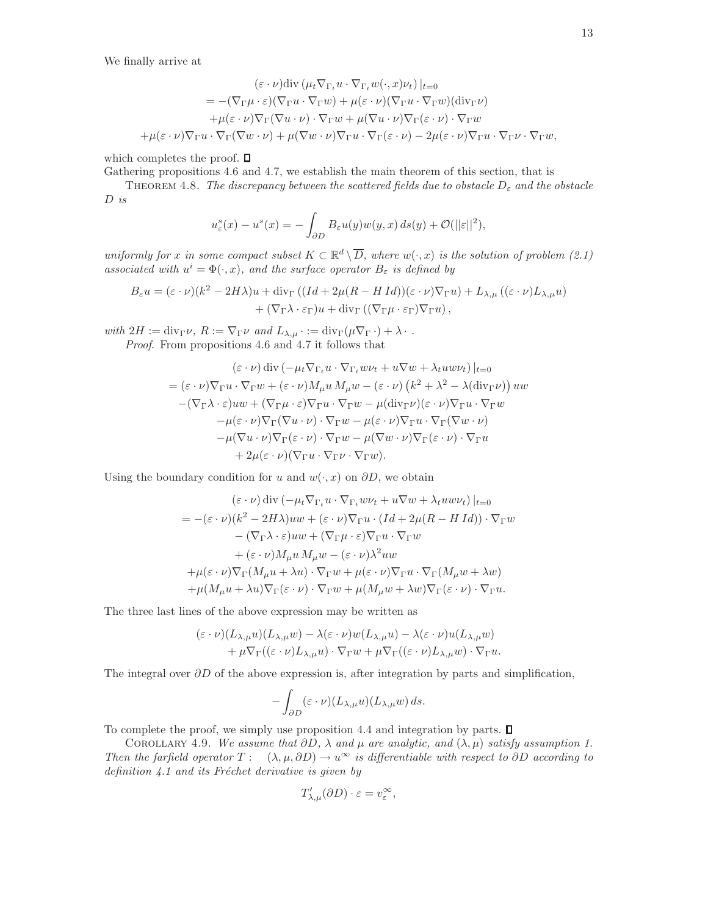We finally arrive at

$$
\begin{aligned}
&(\varepsilon\cdot\nu)\mathrm{div}\left(\mu_t\nabla_{\Gamma_t}u\cdot\nabla_{\Gamma_t}w(\cdot,x)\nu_t\right)|_{t=0}\\
&= -(\nabla_\Gamma\mu\cdot\varepsilon)(\nabla_\Gamma u\cdot\nabla_\Gamma w)+\mu(\varepsilon\cdot\nu)(\nabla_\Gamma u\cdot\nabla_\Gamma w)(\mathrm{div}_\Gamma\nu)\\
&\quad+\mu(\varepsilon\cdot\nu)\nabla_\Gamma(\nabla u\cdot\nu)\cdot\nabla_\Gamma w+\mu(\nabla u\cdot\nu)\nabla_\Gamma(\varepsilon\cdot\nu)\cdot\nabla_\Gamma w\\
&\quad+\mu(\varepsilon\cdot\nu)\nabla_\Gamma u\cdot\nabla_\Gamma(\nabla w\cdot\nu)+\mu(\nabla w\cdot\nu)\nabla_\Gamma u\cdot\nabla_\Gamma(\varepsilon\cdot\nu)-2\mu(\varepsilon\cdot\nu)\nabla_\Gamma u\cdot\nabla_\Gamma\nu\cdot\nabla_\Gamma w,
\end{aligned}
$$

which completes the proof. ∎

Gathering propositions 4.6 and 4.7, we establish the main theorem of this section, that is

THEOREM 4.8. *The discrepancy between the scattered fields due to obstacle $D_\varepsilon$ and the obstacle $D$ is*

$$
u^s_\varepsilon(x)-u^s(x)=-\int_{\partial D}B_\varepsilon u(y)w(y,x)\,ds(y)+\mathcal{O}(||\varepsilon||^2),
$$

*uniformly for $x$ in some compact subset $K\subset\mathbb{R}^d\setminus\overline{D}$, where $w(\cdot,x)$ is the solution of problem (2.1) associated with $u^i=\Phi(\cdot,x)$, and the surface operator $B_\varepsilon$ is defined by*

$$
\begin{aligned}
B_\varepsilon u=(\varepsilon\cdot\nu)(k^2-2H\lambda)u+\mathrm{div}_\Gamma\left((Id+2\mu(R-H\,Id))(\varepsilon\cdot\nu)\nabla_\Gamma u\right)+L_{\lambda,\mu}\left((\varepsilon\cdot\nu)L_{\lambda,\mu}u\right)\\
+(\nabla_\Gamma\lambda\cdot\varepsilon_\Gamma)u+\mathrm{div}_\Gamma\left((\nabla_\Gamma\mu\cdot\varepsilon_\Gamma)\nabla_\Gamma u\right),
\end{aligned}
$$

*with $2H:=\mathrm{div}_\Gamma\nu$, $R:=\nabla_\Gamma\nu$ and $L_{\lambda,\mu}\cdot:=\mathrm{div}_\Gamma(\mu\nabla_\Gamma\cdot)+\lambda\cdot$ .*

*Proof.* From propositions 4.6 and 4.7 it follows that

$$
\begin{aligned}
&(\varepsilon\cdot\nu)\,\mathrm{div}\left(-\mu_t\nabla_{\Gamma_t}u\cdot\nabla_{\Gamma_t}w\nu_t+u\nabla w+\lambda_t uw\nu_t\right)|_{t=0}\\
&=(\varepsilon\cdot\nu)\nabla_\Gamma u\cdot\nabla_\Gamma w+(\varepsilon\cdot\nu)M_\mu u\,M_\mu w-(\varepsilon\cdot\nu)\left(k^2+\lambda^2-\lambda(\mathrm{div}_\Gamma\nu)\right)uw\\
&\quad-(\nabla_\Gamma\lambda\cdot\varepsilon)uw+(\nabla_\Gamma\mu\cdot\varepsilon)\nabla_\Gamma u\cdot\nabla_\Gamma w-\mu(\mathrm{div}_\Gamma\nu)(\varepsilon\cdot\nu)\nabla_\Gamma u\cdot\nabla_\Gamma w\\
&\quad-\mu(\varepsilon\cdot\nu)\nabla_\Gamma(\nabla u\cdot\nu)\cdot\nabla_\Gamma w-\mu(\varepsilon\cdot\nu)\nabla_\Gamma u\cdot\nabla_\Gamma(\nabla w\cdot\nu)\\
&\quad-\mu(\nabla u\cdot\nu)\nabla_\Gamma(\varepsilon\cdot\nu)\cdot\nabla_\Gamma w-\mu(\nabla w\cdot\nu)\nabla_\Gamma(\varepsilon\cdot\nu)\cdot\nabla_\Gamma u\\
&\quad+2\mu(\varepsilon\cdot\nu)(\nabla_\Gamma u\cdot\nabla_\Gamma\nu\cdot\nabla_\Gamma w).
\end{aligned}
$$

Using the boundary condition for $u$ and $w(\cdot,x)$ on $\partial D$, we obtain

$$
\begin{aligned}
&(\varepsilon\cdot\nu)\,\mathrm{div}\left(-\mu_t\nabla_{\Gamma_t}u\cdot\nabla_{\Gamma_t}w\nu_t+u\nabla w+\lambda_t uw\nu_t\right)|_{t=0}\\
&=-(\varepsilon\cdot\nu)(k^2-2H\lambda)uw+(\varepsilon\cdot\nu)\nabla_\Gamma u\cdot(Id+2\mu(R-H\,Id))\cdot\nabla_\Gamma w\\
&\quad-(\nabla_\Gamma\lambda\cdot\varepsilon)uw+(\nabla_\Gamma\mu\cdot\varepsilon)\nabla_\Gamma u\cdot\nabla_\Gamma w\\
&\quad+(\varepsilon\cdot\nu)M_\mu u\,M_\mu w-(\varepsilon\cdot\nu)\lambda^2uw\\
&\quad+\mu(\varepsilon\cdot\nu)\nabla_\Gamma(M_\mu u+\lambda u)\cdot\nabla_\Gamma w+\mu(\varepsilon\cdot\nu)\nabla_\Gamma u\cdot\nabla_\Gamma(M_\mu w+\lambda w)\\
&\quad+\mu(M_\mu u+\lambda u)\nabla_\Gamma(\varepsilon\cdot\nu)\cdot\nabla_\Gamma w+\mu(M_\mu w+\lambda w)\nabla_\Gamma(\varepsilon\cdot\nu)\cdot\nabla_\Gamma u.
\end{aligned}
$$

The three last lines of the above expression may be written as

$$
\begin{aligned}
(\varepsilon\cdot\nu)(L_{\lambda,\mu}u)(L_{\lambda,\mu}w)-\lambda(\varepsilon\cdot\nu)w(L_{\lambda,\mu}u)-\lambda(\varepsilon\cdot\nu)u(L_{\lambda,\mu}w)\\
+\mu\nabla_\Gamma((\varepsilon\cdot\nu)L_{\lambda,\mu}u)\cdot\nabla_\Gamma w+\mu\nabla_\Gamma((\varepsilon\cdot\nu)L_{\lambda,\mu}w)\cdot\nabla_\Gamma u.
\end{aligned}
$$

The integral over $\partial D$ of the above expression is, after integration by parts and simplification,

$$
-\int_{\partial D}(\varepsilon\cdot\nu)(L_{\lambda,\mu}u)(L_{\lambda,\mu}w)\,ds.
$$

To complete the proof, we simply use proposition 4.4 and integration by parts. ∎

COROLLARY 4.9. *We assume that $\partial D$, $\lambda$ and $\mu$ are analytic, and $(\lambda,\mu)$ satisfy assumption 1. Then the farfield operator $T:\quad(\lambda,\mu,\partial D)\to u^\infty$ is differentiable with respect to $\partial D$ according to definition 4.1 and its Fréchet derivative is given by*

$$
T'_{\lambda,\mu}(\partial D)\cdot\varepsilon=v^\infty_\varepsilon,
$$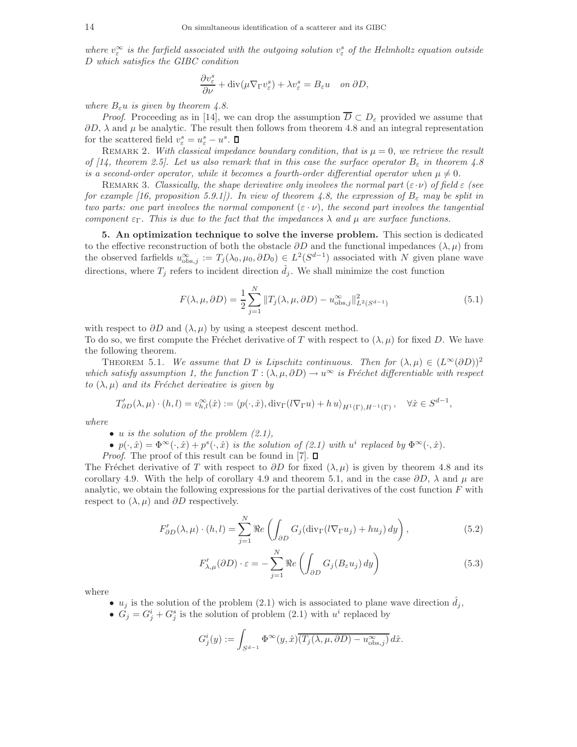where $v_\varepsilon^\infty$ is the farfield associated with the outgoing solution $v_\varepsilon^s$ of the Helmholtz equation outside $D$ which satisfies the GIBC condition

$$\frac{\partial v_\varepsilon^s}{\partial \nu} + \mathrm{div}(\mu \nabla_\Gamma v_\varepsilon^s) + \lambda v_\varepsilon^s = B_\varepsilon u \quad \text{on } \partial D,$$

*where $B_\varepsilon u$ is given by theorem 4.8.*

*Proof.* Proceeding as in [14], we can drop the assumption $\overline{D} \subset D_\varepsilon$ provided we assume that $\partial D$, $\lambda$ and $\mu$ be analytic. The result then follows from theorem 4.8 and an integral representation for the scattered field $v_\varepsilon^s = u_\varepsilon^s - u^s$. ∎

Remark 2. *With classical impedance boundary condition, that is $\mu = 0$, we retrieve the result of [14, theorem 2.5]. Let us also remark that in this case the surface operator $B_\varepsilon$ in theorem 4.8 is a second-order operator, while it becomes a fourth-order differential operator when $\mu \neq 0$.*

Remark 3. *Classically, the shape derivative only involves the normal part $(\varepsilon \cdot \nu)$ of field $\varepsilon$ (see for example [16, proposition 5.9.1]). In view of theorem 4.8, the expression of $B_\varepsilon$ may be split in two parts: one part involves the normal component $(\varepsilon \cdot \nu)$, the second part involves the tangential component $\varepsilon_\Gamma$. This is due to the fact that the impedances $\lambda$ and $\mu$ are surface functions.*

## 5. An optimization technique to solve the inverse problem.

This section is dedicated to the effective reconstruction of both the obstacle $\partial D$ and the functional impedances $(\lambda, \mu)$ from the observed farfields $u_{\mathrm{obs},j}^\infty := T_j(\lambda_0, \mu_0, \partial D_0) \in L^2(S^{d-1})$ associated with $N$ given plane wave directions, where $T_j$ refers to incident direction $\hat{d}_j$. We shall minimize the cost function

$$F(\lambda, \mu, \partial D) = \frac{1}{2} \sum_{j=1}^{N} \| T_j(\lambda, \mu, \partial D) - u_{\mathrm{obs},j}^\infty \|_{L^2(S^{d-1})}^2 \tag{5.1}$$

with respect to $\partial D$ and $(\lambda, \mu)$ by using a steepest descent method.

To do so, we first compute the Fréchet derivative of $T$ with respect to $(\lambda, \mu)$ for fixed $D$. We have the following theorem.

Theorem 5.1. *We assume that $D$ is Lipschitz continuous. Then for $(\lambda, \mu) \in (L^\infty(\partial D))^2$ which satisfy assumption 1, the function $T : (\lambda, \mu, \partial D) \to u^\infty$ is Fréchet differentiable with respect to $(\lambda, \mu)$ and its Fréchet derivative is given by*

$$T'_{\partial D}(\lambda, \mu) \cdot (h, l) = v_{h,l}^\infty(\hat{x}) := \langle p(\cdot, \hat{x}), \mathrm{div}_\Gamma(l \nabla_\Gamma u) + h\, u \rangle_{H^1(\Gamma), H^{-1}(\Gamma)}, \quad \forall \hat{x} \in S^{d-1},$$

*where*

- *$u$ is the solution of the problem (2.1),*
- *$p(\cdot, \hat{x}) = \Phi^\infty(\cdot, \hat{x}) + p^s(\cdot, \hat{x})$ is the solution of (2.1) with $u^i$ replaced by $\Phi^\infty(\cdot, \hat{x})$.*

*Proof.* The proof of this result can be found in [7]. ∎

The Fréchet derivative of $T$ with respect to $\partial D$ for fixed $(\lambda, \mu)$ is given by theorem 4.8 and its corollary 4.9. With the help of corollary 4.9 and theorem 5.1, and in the case $\partial D$, $\lambda$ and $\mu$ are analytic, we obtain the following expressions for the partial derivatives of the cost function $F$ with respect to $(\lambda, \mu)$ and $\partial D$ respectively.

$$F'_{\partial D}(\lambda, \mu) \cdot (h, l) = \sum_{j=1}^{N} \Re e \left( \int_{\partial D} G_j (\mathrm{div}_\Gamma(l \nabla_\Gamma u_j) + h u_j)\, dy \right), \tag{5.2}$$

$$F'_{\lambda,\mu}(\partial D) \cdot \varepsilon = -\sum_{j=1}^{N} \Re e \left( \int_{\partial D} G_j (B_\varepsilon u_j)\, dy \right) \tag{5.3}$$

where

- $u_j$ is the solution of the problem (2.1) wich is associated to plane wave direction $\hat{d}_j$,
- $G_j = G_j^i + G_j^s$ is the solution of problem (2.1) with $u^i$ replaced by

$$G_j^i(y) := \int_{S^{d-1}} \Phi^\infty(y, \hat{x}) \overline{(T_j(\lambda, \mu, \partial D) - u_{\mathrm{obs},j}^\infty)}\, d\hat{x}.$$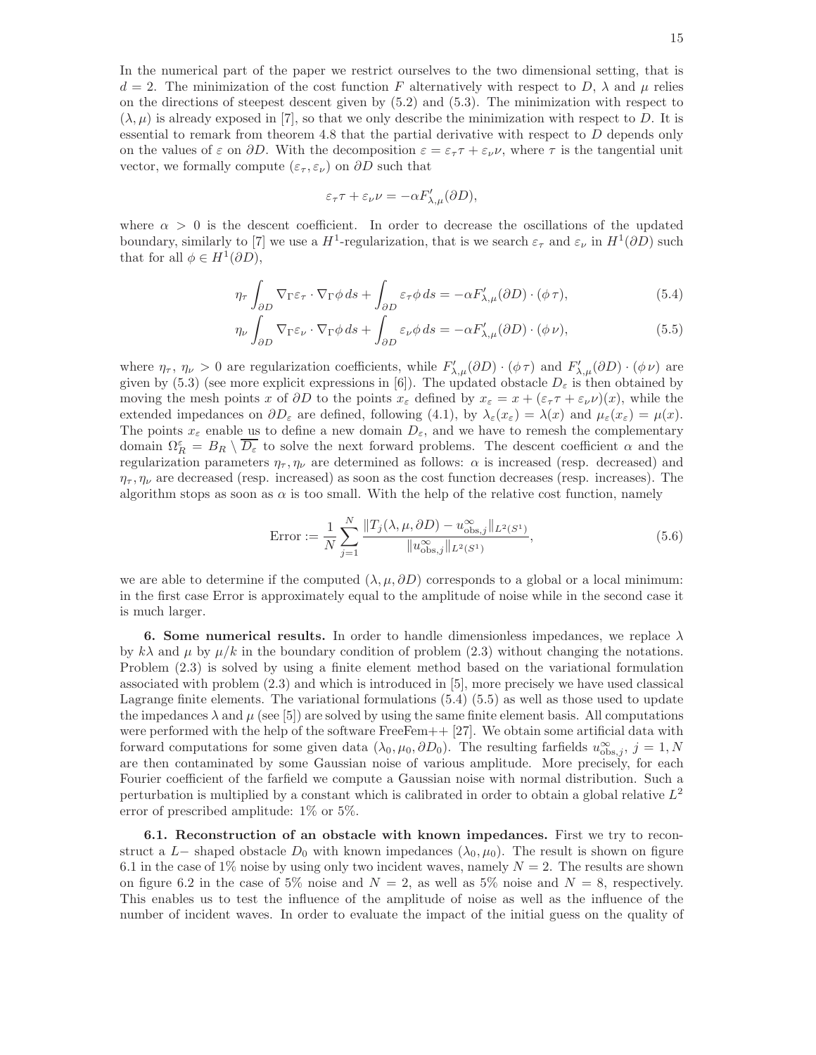In the numerical part of the paper we restrict ourselves to the two dimensional setting, that is $d = 2$. The minimization of the cost function $F$ alternatively with respect to $D$, $\lambda$ and $\mu$ relies on the directions of steepest descent given by (5.2) and (5.3). The minimization with respect to $(\lambda, \mu)$ is already exposed in [7], so that we only describe the minimization with respect to $D$. It is essential to remark from theorem 4.8 that the partial derivative with respect to $D$ depends only on the values of $\varepsilon$ on $\partial D$. With the decomposition $\varepsilon = \varepsilon_\tau \tau + \varepsilon_\nu \nu$, where $\tau$ is the tangential unit vector, we formally compute $(\varepsilon_\tau, \varepsilon_\nu)$ on $\partial D$ such that

$$\varepsilon_\tau \tau + \varepsilon_\nu \nu = -\alpha F'_{\lambda,\mu}(\partial D),$$

where $\alpha > 0$ is the descent coefficient. In order to decrease the oscillations of the updated boundary, similarly to [7] we use a $H^1$-regularization, that is we search $\varepsilon_\tau$ and $\varepsilon_\nu$ in $H^1(\partial D)$ such that for all $\phi \in H^1(\partial D)$,

$$\eta_\tau \int_{\partial D} \nabla_\Gamma \varepsilon_\tau \cdot \nabla_\Gamma \phi \, ds + \int_{\partial D} \varepsilon_\tau \phi \, ds = -\alpha F'_{\lambda,\mu}(\partial D) \cdot (\phi \, \tau), \tag{5.4}$$

$$\eta_\nu \int_{\partial D} \nabla_\Gamma \varepsilon_\nu \cdot \nabla_\Gamma \phi \, ds + \int_{\partial D} \varepsilon_\nu \phi \, ds = -\alpha F'_{\lambda,\mu}(\partial D) \cdot (\phi \, \nu), \tag{5.5}$$

where $\eta_\tau$, $\eta_\nu > 0$ are regularization coefficients, while $F'_{\lambda,\mu}(\partial D) \cdot (\phi \, \tau)$ and $F'_{\lambda,\mu}(\partial D) \cdot (\phi \, \nu)$ are given by (5.3) (see more explicit expressions in [6]). The updated obstacle $D_\varepsilon$ is then obtained by moving the mesh points $x$ of $\partial D$ to the points $x_\varepsilon$ defined by $x_\varepsilon = x + (\varepsilon_\tau \tau + \varepsilon_\nu \nu)(x)$, while the extended impedances on $\partial D_\varepsilon$ are defined, following (4.1), by $\lambda_\varepsilon(x_\varepsilon) = \lambda(x)$ and $\mu_\varepsilon(x_\varepsilon) = \mu(x)$. The points $x_\varepsilon$ enable us to define a new domain $D_\varepsilon$, and we have to remesh the complementary domain $\Omega_R^\varepsilon = B_R \setminus \overline{D_\varepsilon}$ to solve the next forward problems. The descent coefficient $\alpha$ and the regularization parameters $\eta_\tau, \eta_\nu$ are determined as follows: $\alpha$ is increased (resp. decreased) and $\eta_\tau, \eta_\nu$ are decreased (resp. increased) as soon as the cost function decreases (resp. increases). The algorithm stops as soon as $\alpha$ is too small. With the help of the relative cost function, namely

$$\text{Error} := \frac{1}{N} \sum_{j=1}^{N} \frac{\|T_j(\lambda, \mu, \partial D) - u^\infty_{\text{obs},j}\|_{L^2(S^1)}}{\|u^\infty_{\text{obs},j}\|_{L^2(S^1)}}, \tag{5.6}$$

we are able to determine if the computed $(\lambda, \mu, \partial D)$ corresponds to a global or a local minimum: in the first case Error is approximately equal to the amplitude of noise while in the second case it is much larger.

**6. Some numerical results.** In order to handle dimensionless impedances, we replace $\lambda$ by $k\lambda$ and $\mu$ by $\mu/k$ in the boundary condition of problem (2.3) without changing the notations. Problem (2.3) is solved by using a finite element method based on the variational formulation associated with problem (2.3) and which is introduced in [5], more precisely we have used classical Lagrange finite elements. The variational formulations (5.4) (5.5) as well as those used to update the impedances $\lambda$ and $\mu$ (see [5]) are solved by using the same finite element basis. All computations were performed with the help of the software FreeFem++ [27]. We obtain some artificial data with forward computations for some given data $(\lambda_0, \mu_0, \partial D_0)$. The resulting farfields $u^\infty_{\text{obs},j}$, $j = 1, N$ are then contaminated by some Gaussian noise of various amplitude. More precisely, for each Fourier coefficient of the farfield we compute a Gaussian noise with normal distribution. Such a perturbation is multiplied by a constant which is calibrated in order to obtain a global relative $L^2$ error of prescribed amplitude: 1% or 5%.

**6.1. Reconstruction of an obstacle with known impedances.** First we try to reconstruct a $L-$ shaped obstacle $D_0$ with known impedances $(\lambda_0, \mu_0)$. The result is shown on figure 6.1 in the case of 1% noise by using only two incident waves, namely $N = 2$. The results are shown on figure 6.2 in the case of 5% noise and $N = 2$, as well as 5% noise and $N = 8$, respectively. This enables us to test the influence of the amplitude of noise as well as the influence of the number of incident waves. In order to evaluate the impact of the initial guess on the quality of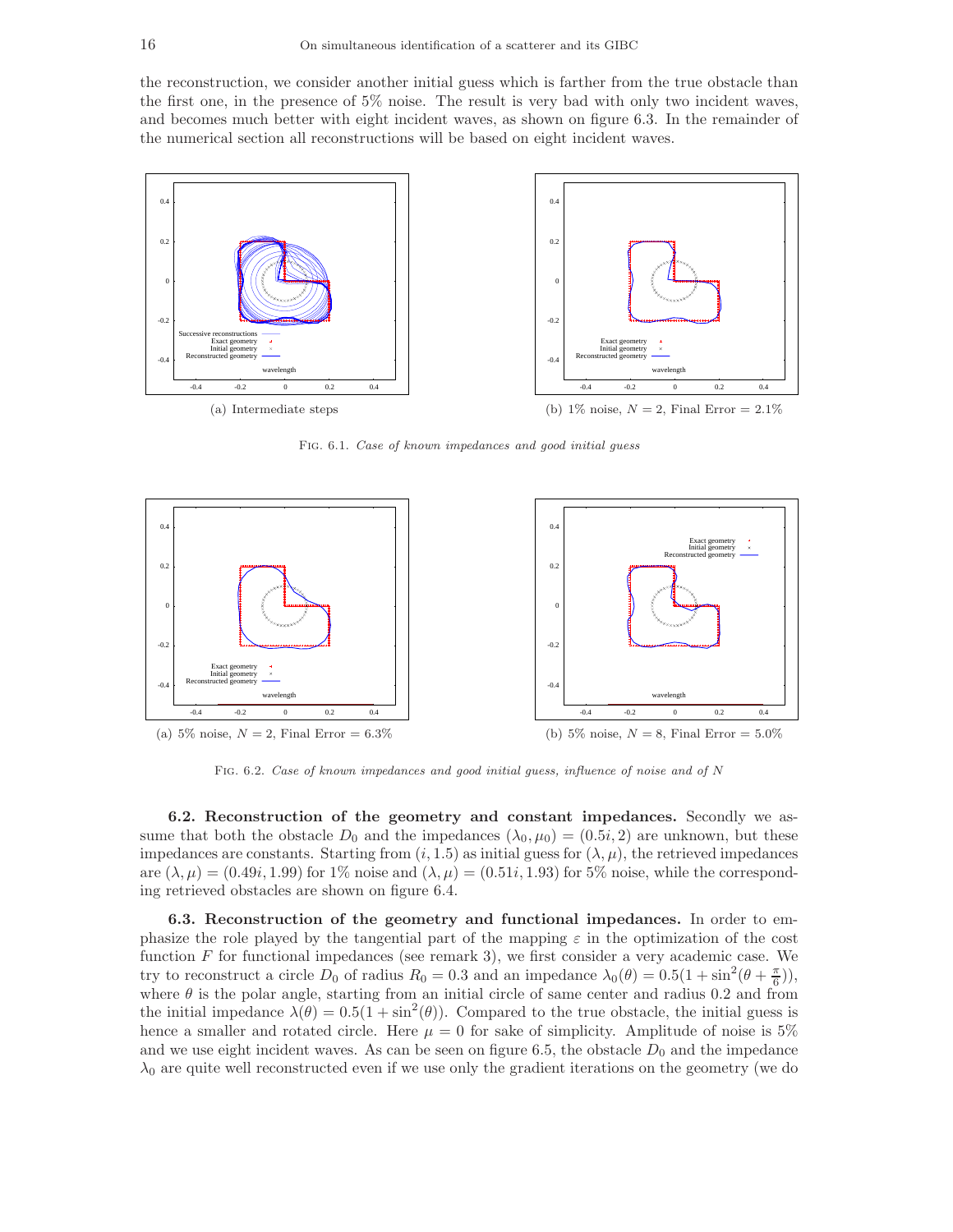the reconstruction, we consider another initial guess which is farther from the true obstacle than the first one, in the presence of 5% noise. The result is very bad with only two incident waves, and becomes much better with eight incident waves, as shown on figure 6.3. In the remainder of the numerical section all reconstructions will be based on eight incident waves.

(a) Intermediate steps

(b) 1% noise, $N = 2$, Final Error = 2.1%

Fig. 6.1. *Case of known impedances and good initial guess*

(a) 5% noise, $N = 2$, Final Error = 6.3%

(b) 5% noise, $N = 8$, Final Error = 5.0%

Fig. 6.2. *Case of known impedances and good initial guess, influence of noise and of* $N$

**6.2. Reconstruction of the geometry and constant impedances.** Secondly we assume that both the obstacle $D_0$ and the impedances $(\lambda_0, \mu_0) = (0.5i, 2)$ are unknown, but these impedances are constants. Starting from $(i, 1.5)$ as initial guess for $(\lambda, \mu)$, the retrieved impedances are $(\lambda, \mu) = (0.49i, 1.99)$ for 1% noise and $(\lambda, \mu) = (0.51i, 1.93)$ for 5% noise, while the corresponding retrieved obstacles are shown on figure 6.4.

**6.3. Reconstruction of the geometry and functional impedances.** In order to emphasize the role played by the tangential part of the mapping $\varepsilon$ in the optimization of the cost function $F$ for functional impedances (see remark 3), we first consider a very academic case. We try to reconstruct a circle $D_0$ of radius $R_0 = 0.3$ and an impedance $\lambda_0(\theta) = 0.5(1 + \sin^2(\theta + \frac{\pi}{6}))$, where $\theta$ is the polar angle, starting from an initial circle of same center and radius 0.2 and from the initial impedance $\lambda(\theta) = 0.5(1 + \sin^2(\theta))$. Compared to the true obstacle, the initial guess is hence a smaller and rotated circle. Here $\mu = 0$ for sake of simplicity. Amplitude of noise is 5% and we use eight incident waves. As can be seen on figure 6.5, the obstacle $D_0$ and the impedance $\lambda_0$ are quite well reconstructed even if we use only the gradient iterations on the geometry (we do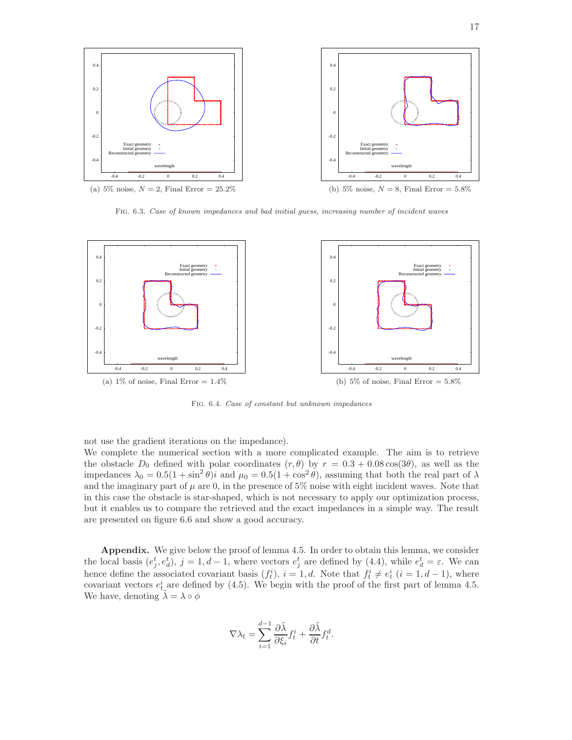(a) 5% noise, $N = 2$, Final Error = 25.2%

(b) 5% noise, $N = 8$, Final Error = 5.8%

FIG. 6.3. *Case of known impedances and bad initial guess, increasing number of incident waves*

(a) 1% of noise, Final Error = 1.4%

(b) 5% of noise, Final Error = 5.8%

FIG. 6.4. *Case of constant but unknown impedances*

not use the gradient iterations on the impedance).

We complete the numerical section with a more complicated example. The aim is to retrieve the obstacle $D_0$ defined with polar coordinates $(r, \theta)$ by $r = 0.3 + 0.08\cos(3\theta)$, as well as the impedances $\lambda_0 = 0.5(1 + \sin^2\theta)i$ and $\mu_0 = 0.5(1 + \cos^2\theta)$, assuming that both the real part of $\lambda$ and the imaginary part of $\mu$ are 0, in the presence of 5% noise with eight incident waves. Note that in this case the obstacle is star-shaped, which is not necessary to apply our optimization process, but it enables us to compare the retrieved and the exact impedances in a simple way. The result are presented on figure 6.6 and show a good accuracy.

**Appendix.** We give below the proof of lemma 4.5. In order to obtain this lemma, we consider the local basis $(e_j^t, e_d^t)$, $j = 1, d-1$, where vectors $e_j^t$ are defined by (4.4), while $e_d^t = \varepsilon$. We can hence define the associated covariant basis $(f_t^i)$, $i = 1, d$. Note that $f_t^i \neq e_t^i$ $(i = 1, d-1)$, where covariant vectors $e_t^i$ are defined by (4.5). We begin with the proof of the first part of lemma 4.5. We have, denoting $\tilde{\lambda} = \lambda \circ \phi$

$$\nabla \lambda_t = \sum_{i=1}^{d-1} \frac{\partial \tilde{\lambda}}{\partial \xi_i} f_t^i + \frac{\partial \tilde{\lambda}}{\partial t} f_t^d.$$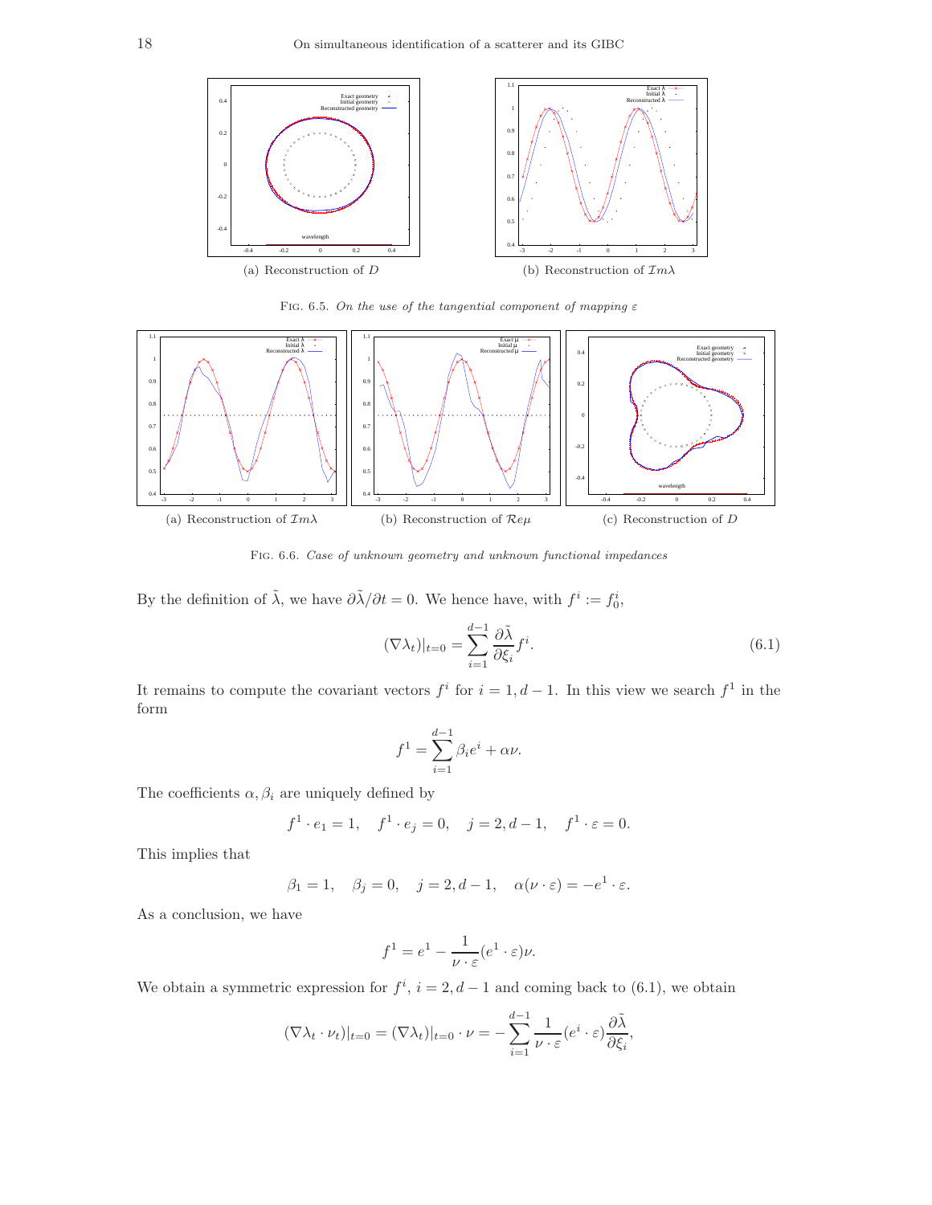(a) Reconstruction of $D$

(b) Reconstruction of $\mathcal{I}m\lambda$

Fig. 6.5. *On the use of the tangential component of mapping* $\varepsilon$

(a) Reconstruction of $\mathcal{I}m\lambda$

(b) Reconstruction of $\mathcal{R}e\mu$

(c) Reconstruction of $D$

Fig. 6.6. *Case of unknown geometry and unknown functional impedances*

By the definition of $\tilde{\lambda}$, we have $\partial\tilde{\lambda}/\partial t = 0$. We hence have, with $f^i := f^i_0$,

$$(\nabla\lambda_t)|_{t=0} = \sum_{i=1}^{d-1} \frac{\partial\tilde{\lambda}}{\partial\xi_i} f^i. \tag{6.1}$$

It remains to compute the covariant vectors $f^i$ for $i = 1, d-1$. In this view we search $f^1$ in the form

$$f^1 = \sum_{i=1}^{d-1} \beta_i e^i + \alpha\nu.$$

The coefficients $\alpha, \beta_i$ are uniquely defined by

$$f^1 \cdot e_1 = 1, \quad f^1 \cdot e_j = 0, \quad j = 2, d-1, \quad f^1 \cdot \varepsilon = 0.$$

This implies that

$$\beta_1 = 1, \quad \beta_j = 0, \quad j = 2, d-1, \quad \alpha(\nu \cdot \varepsilon) = -e^1 \cdot \varepsilon.$$

As a conclusion, we have

$$f^1 = e^1 - \frac{1}{\nu \cdot \varepsilon}(e^1 \cdot \varepsilon)\nu.$$

We obtain a symmetric expression for $f^i$, $i = 2, d-1$ and coming back to (6.1), we obtain

$$(\nabla\lambda_t \cdot \nu_t)|_{t=0} = (\nabla\lambda_t)|_{t=0} \cdot \nu = -\sum_{i=1}^{d-1} \frac{1}{\nu \cdot \varepsilon}(e^i \cdot \varepsilon)\frac{\partial\tilde{\lambda}}{\partial\xi_i},$$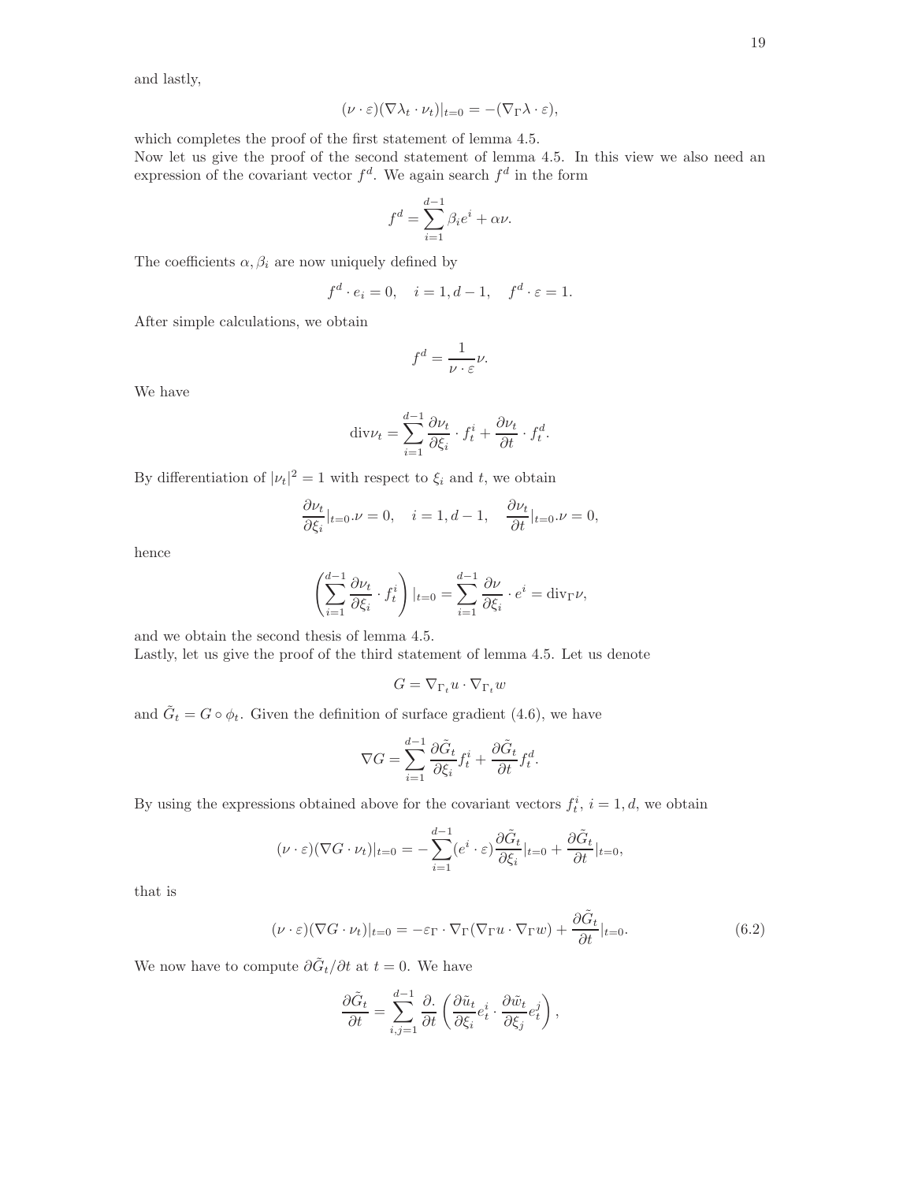and lastly,

$$(\nu \cdot \varepsilon)(\nabla \lambda_t \cdot \nu_t)|_{t=0} = -(\nabla_\Gamma \lambda \cdot \varepsilon),$$

which completes the proof of the first statement of lemma 4.5.

Now let us give the proof of the second statement of lemma 4.5. In this view we also need an expression of the covariant vector $f^d$. We again search $f^d$ in the form

$$f^d = \sum_{i=1}^{d-1} \beta_i e^i + \alpha \nu.$$

The coefficients $\alpha, \beta_i$ are now uniquely defined by

$$f^d \cdot e_i = 0, \quad i = 1, d-1, \quad f^d \cdot \varepsilon = 1.$$

After simple calculations, we obtain

$$f^d = \frac{1}{\nu \cdot \varepsilon} \nu.$$

We have

$$\mathrm{div} \nu_t = \sum_{i=1}^{d-1} \frac{\partial \nu_t}{\partial \xi_i} \cdot f_t^i + \frac{\partial \nu_t}{\partial t} \cdot f_t^d.$$

By differentiation of $|\nu_t|^2 = 1$ with respect to $\xi_i$ and $t$, we obtain

$$\frac{\partial \nu_t}{\partial \xi_i}|_{t=0} . \nu = 0, \quad i = 1, d-1, \quad \frac{\partial \nu_t}{\partial t}|_{t=0} . \nu = 0,$$

hence

$$\left( \sum_{i=1}^{d-1} \frac{\partial \nu_t}{\partial \xi_i} \cdot f_t^i \right) |_{t=0} = \sum_{i=1}^{d-1} \frac{\partial \nu}{\partial \xi_i} \cdot e^i = \mathrm{div}_\Gamma \nu,$$

and we obtain the second thesis of lemma 4.5.

Lastly, let us give the proof of the third statement of lemma 4.5. Let us denote

$$G = \nabla_{\Gamma_t} u \cdot \nabla_{\Gamma_t} w$$

and $\tilde{G}_t = G \circ \phi_t$. Given the definition of surface gradient (4.6), we have

$$\nabla G = \sum_{i=1}^{d-1} \frac{\partial \tilde{G}_t}{\partial \xi_i} f_t^i + \frac{\partial \tilde{G}_t}{\partial t} f_t^d.$$

By using the expressions obtained above for the covariant vectors $f_t^i$, $i = 1, d$, we obtain

$$(\nu \cdot \varepsilon)(\nabla G \cdot \nu_t)|_{t=0} = -\sum_{i=1}^{d-1} (e^i \cdot \varepsilon) \frac{\partial \tilde{G}_t}{\partial \xi_i}|_{t=0} + \frac{\partial \tilde{G}_t}{\partial t}|_{t=0},$$

that is

$$(\nu \cdot \varepsilon)(\nabla G \cdot \nu_t)|_{t=0} = -\varepsilon_\Gamma \cdot \nabla_\Gamma (\nabla_\Gamma u \cdot \nabla_\Gamma w) + \frac{\partial \tilde{G}_t}{\partial t}|_{t=0}. \tag{6.2}$$

We now have to compute $\partial \tilde{G}_t / \partial t$ at $t = 0$. We have

$$\frac{\partial \tilde{G}_t}{\partial t} = \sum_{i,j=1}^{d-1} \frac{\partial .}{\partial t} \left( \frac{\partial \tilde{u}_t}{\partial \xi_i} e_t^i \cdot \frac{\partial \tilde{w}_t}{\partial \xi_j} e_t^j \right),$$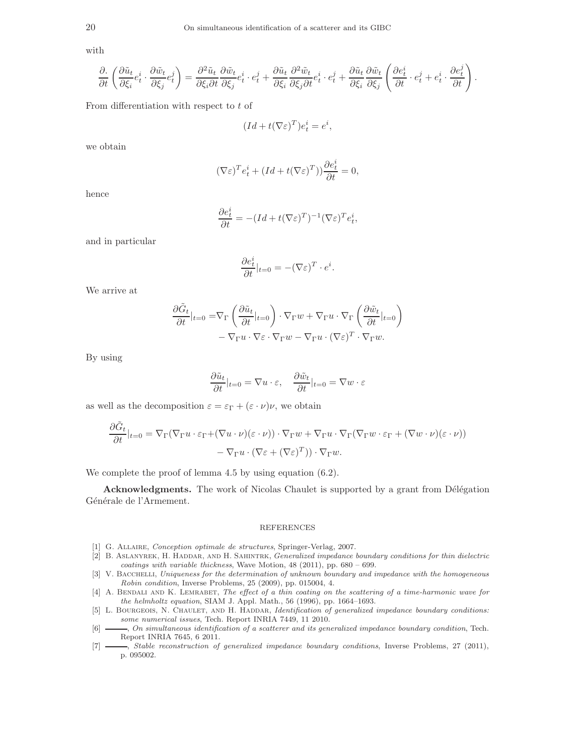with

$$\frac{\partial.}{\partial t}\left(\frac{\partial \tilde{u}_t}{\partial \xi_i}e_t^i \cdot \frac{\partial \tilde{w}_t}{\partial \xi_j}e_t^j\right) = \frac{\partial^2 \tilde{u}_t}{\partial \xi_i \partial t}\frac{\partial \tilde{w}_t}{\partial \xi_j}e_t^i \cdot e_t^j + \frac{\partial \tilde{u}_t}{\partial \xi_i}\frac{\partial^2 \tilde{w}_t}{\partial \xi_j \partial t}e_t^i \cdot e_t^j + \frac{\partial \tilde{u}_t}{\partial \xi_i}\frac{\partial \tilde{w}_t}{\partial \xi_j}\left(\frac{\partial e_t^i}{\partial t} \cdot e_t^j + e_t^i \cdot \frac{\partial e_t^j}{\partial t}\right).$$

From differentiation with respect to $t$ of

$$(Id + t(\nabla \varepsilon)^T)e_t^i = e^i,$$

we obtain

$$(\nabla \varepsilon)^T e_t^i + (Id + t(\nabla \varepsilon)^T))\frac{\partial e_t^i}{\partial t} = 0,$$

hence

$$\frac{\partial e_t^i}{\partial t} = -(Id + t(\nabla \varepsilon)^T)^{-1}(\nabla \varepsilon)^T e_t^i,$$

and in particular

$$\frac{\partial e_t^i}{\partial t}|_{t=0} = -(\nabla \varepsilon)^T \cdot e^i.$$

We arrive at

$$\begin{aligned}\frac{\partial \tilde{G}_t}{\partial t}|_{t=0} =& \nabla_\Gamma\left(\frac{\partial \tilde{u}_t}{\partial t}|_{t=0}\right) \cdot \nabla_\Gamma w + \nabla_\Gamma u \cdot \nabla_\Gamma\left(\frac{\partial \tilde{w}_t}{\partial t}|_{t=0}\right) \\ &- \nabla_\Gamma u \cdot \nabla \varepsilon \cdot \nabla_\Gamma w - \nabla_\Gamma u \cdot (\nabla \varepsilon)^T \cdot \nabla_\Gamma w.\end{aligned}$$

By using

$$\frac{\partial \tilde{u}_t}{\partial t}|_{t=0} = \nabla u \cdot \varepsilon, \quad \frac{\partial \tilde{w}_t}{\partial t}|_{t=0} = \nabla w \cdot \varepsilon$$

as well as the decomposition $\varepsilon = \varepsilon_\Gamma + (\varepsilon \cdot \nu)\nu$, we obtain

$$\begin{aligned}\frac{\partial \tilde{G}_t}{\partial t}|_{t=0} = & \nabla_\Gamma(\nabla_\Gamma u \cdot \varepsilon_\Gamma + (\nabla u \cdot \nu)(\varepsilon \cdot \nu)) \cdot \nabla_\Gamma w + \nabla_\Gamma u \cdot \nabla_\Gamma(\nabla_\Gamma w \cdot \varepsilon_\Gamma + (\nabla w \cdot \nu)(\varepsilon \cdot \nu)) \\ &- \nabla_\Gamma u \cdot (\nabla \varepsilon + (\nabla \varepsilon)^T)) \cdot \nabla_\Gamma w.\end{aligned}$$

We complete the proof of lemma 4.5 by using equation (6.2).

**Acknowledgments.** The work of Nicolas Chaulet is supported by a grant from Délégation Générale de l'Armement.

## REFERENCES

[1] G. Allaire, *Conception optimale de structures*, Springer-Verlag, 2007.

[2] B. Aslanyrek, H. Haddar, and H. Sahintrk, *Generalized impedance boundary conditions for thin dielectric coatings with variable thickness*, Wave Motion, 48 (2011), pp. 680 – 699.

[3] V. Bacchelli, *Uniqueness for the determination of unknown boundary and impedance with the homogeneous Robin condition*, Inverse Problems, 25 (2009), pp. 015004, 4.

[4] A. Bendali and K. Lemrabet, *The effect of a thin coating on the scattering of a time-harmonic wave for the helmholtz equation*, SIAM J. Appl. Math., 56 (1996), pp. 1664–1693.

[5] L. Bourgeois, N. Chaulet, and H. Haddar, *Identification of generalized impedance boundary conditions: some numerical issues*, Tech. Report INRIA 7449, 11 2010.

[6] ———, *On simultaneous identification of a scatterer and its generalized impedance boundary condition*, Tech. Report INRIA 7645, 6 2011.

[7] ———, *Stable reconstruction of generalized impedance boundary conditions*, Inverse Problems, 27 (2011), p. 095002.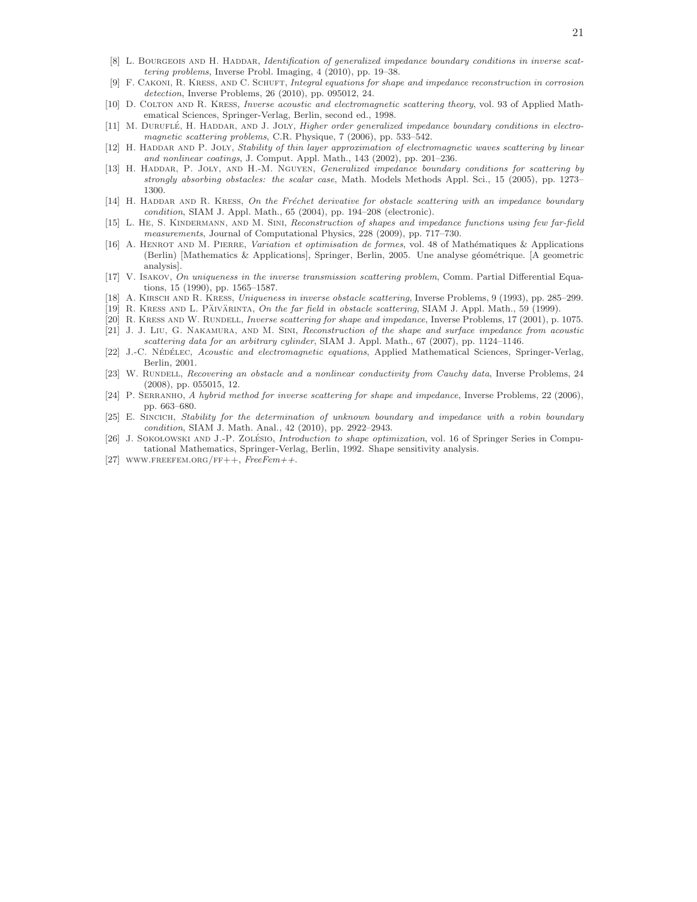[8] L. Bourgeois and H. Haddar, *Identification of generalized impedance boundary conditions in inverse scattering problems*, Inverse Probl. Imaging, 4 (2010), pp. 19–38.

[9] F. Cakoni, R. Kress, and C. Schuft, *Integral equations for shape and impedance reconstruction in corrosion detection*, Inverse Problems, 26 (2010), pp. 095012, 24.

[10] D. Colton and R. Kress, *Inverse acoustic and electromagnetic scattering theory*, vol. 93 of Applied Mathematical Sciences, Springer-Verlag, Berlin, second ed., 1998.

[11] M. Duruflé, H. Haddar, and J. Joly, *Higher order generalized impedance boundary conditions in electromagnetic scattering problems*, C.R. Physique, 7 (2006), pp. 533–542.

[12] H. Haddar and P. Joly, *Stability of thin layer approximation of electromagnetic waves scattering by linear and nonlinear coatings*, J. Comput. Appl. Math., 143 (2002), pp. 201–236.

[13] H. Haddar, P. Joly, and H.-M. Nguyen, *Generalized impedance boundary conditions for scattering by strongly absorbing obstacles: the scalar case*, Math. Models Methods Appl. Sci., 15 (2005), pp. 1273–1300.

[14] H. Haddar and R. Kress, *On the Fréchet derivative for obstacle scattering with an impedance boundary condition*, SIAM J. Appl. Math., 65 (2004), pp. 194–208 (electronic).

[15] L. He, S. Kindermann, and M. Sini, *Reconstruction of shapes and impedance functions using few far-field measurements*, Journal of Computational Physics, 228 (2009), pp. 717–730.

[16] A. Henrot and M. Pierre, *Variation et optimisation de formes*, vol. 48 of Mathématiques & Applications (Berlin) [Mathematics & Applications], Springer, Berlin, 2005. Une analyse géométrique. [A geometric analysis].

[17] V. Isakov, *On uniqueness in the inverse transmission scattering problem*, Comm. Partial Differential Equations, 15 (1990), pp. 1565–1587.

[18] A. Kirsch and R. Kress, *Uniqueness in inverse obstacle scattering*, Inverse Problems, 9 (1993), pp. 285–299.

[19] R. Kress and L. Päivärinta, *On the far field in obstacle scattering*, SIAM J. Appl. Math., 59 (1999).

[20] R. Kress and W. Rundell, *Inverse scattering for shape and impedance*, Inverse Problems, 17 (2001), p. 1075.

[21] J. J. Liu, G. Nakamura, and M. Sini, *Reconstruction of the shape and surface impedance from acoustic scattering data for an arbitrary cylinder*, SIAM J. Appl. Math., 67 (2007), pp. 1124–1146.

[22] J.-C. Nédélec, *Acoustic and electromagnetic equations*, Applied Mathematical Sciences, Springer-Verlag, Berlin, 2001.

[23] W. Rundell, *Recovering an obstacle and a nonlinear conductivity from Cauchy data*, Inverse Problems, 24 (2008), pp. 055015, 12.

[24] P. Serranho, *A hybrid method for inverse scattering for shape and impedance*, Inverse Problems, 22 (2006), pp. 663–680.

[25] E. Sincich, *Stability for the determination of unknown boundary and impedance with a robin boundary condition*, SIAM J. Math. Anal., 42 (2010), pp. 2922–2943.

[26] J. Sokołowski and J.-P. Zolésio, *Introduction to shape optimization*, vol. 16 of Springer Series in Computational Mathematics, Springer-Verlag, Berlin, 1992. Shape sensitivity analysis.

[27] www.freefem.org/ff++, *FreeFem++*.